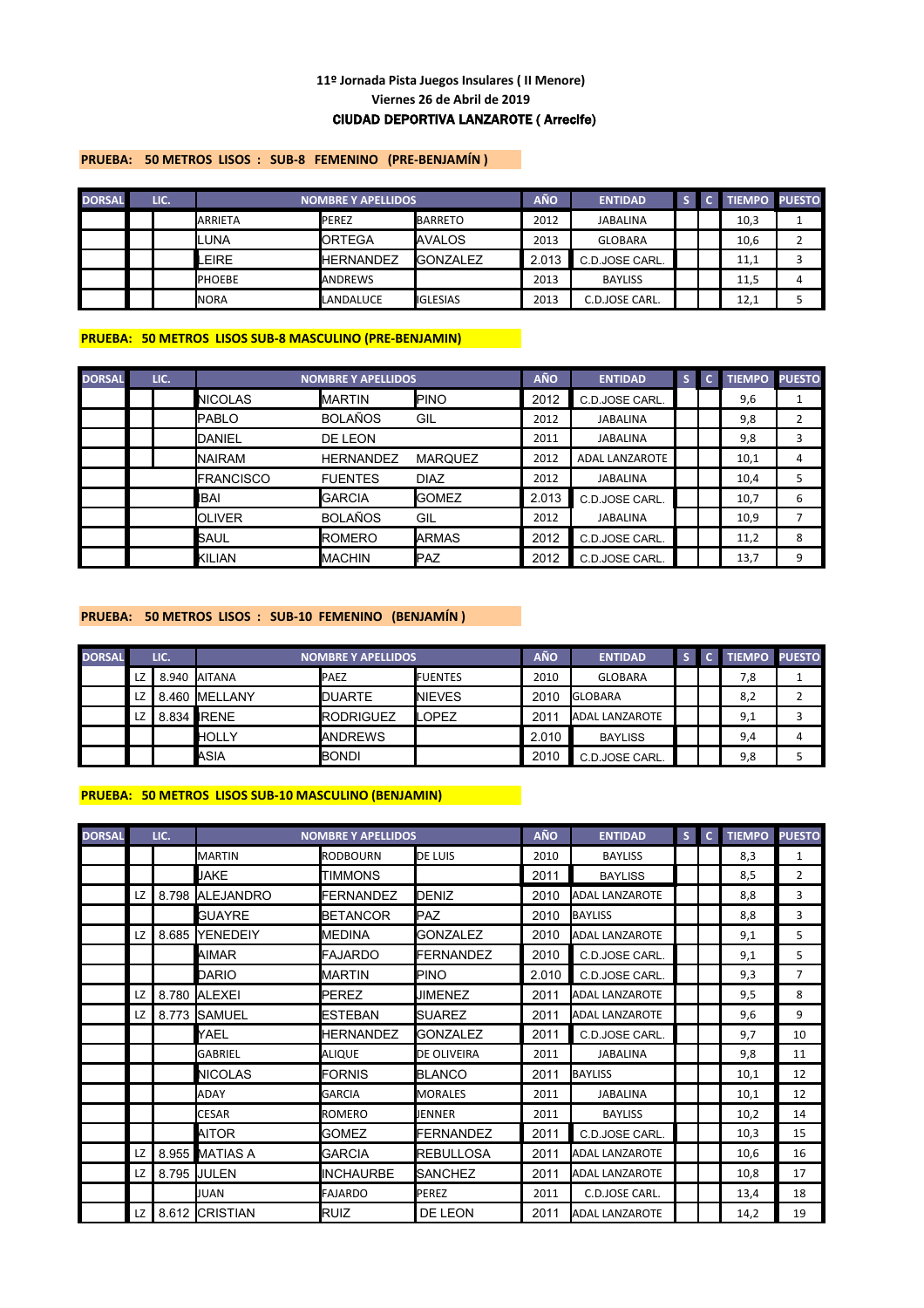**11º Jornada Pista Juegos Insulares ( II Menore)**

**Viernes 26 de Abril de 2019**

**CIUDAD DEPORTIVA LANZAROTE ( Arrecife)**

**PRUEBA: 50 METROS LISOS : SUB-8 FEMENINO (PRE-BENJAMÍN )**

| DORSAL | LIC. | | NOMBRE Y APELLIDOS | | | AÑO | ENTIDAD | S | C | TIEMPO | PUESTO |
|---|---|---|---|---|---|---|---|---|---|---|---|
| | | | ARRIETA | PEREZ | BARRETO | 2012 | JABALINA | | | 10,3 | 1 |
| | | | LUNA | ORTEGA | AVALOS | 2013 | GLOBARA | | | 10,6 | 2 |
| | | | LEIRE | HERNANDEZ | GONZALEZ | 2.013 | C.D.JOSE CARL. | | | 11,1 | 3 |
| | | | PHOEBE | ANDREWS | | 2013 | BAYLISS | | | 11,5 | 4 |
| | | | NORA | LANDALUCE | IGLESIAS | 2013 | C.D.JOSE CARL. | | | 12,1 | 5 |

**PRUEBA: 50 METROS LISOS SUB-8 MASCULINO (PRE-BENJAMIN)**

| DORSAL | LIC. | | NOMBRE Y APELLIDOS | | | AÑO | ENTIDAD | S | C | TIEMPO | PUESTO |
|---|---|---|---|---|---|---|---|---|---|---|---|
| | | | NICOLAS | MARTIN | PINO | 2012 | C.D.JOSE CARL. | | | 9,6 | 1 |
| | | | PABLO | BOLAÑOS | GIL | 2012 | JABALINA | | | 9,8 | 2 |
| | | | DANIEL | DE LEON | | 2011 | JABALINA | | | 9,8 | 3 |
| | | | NAIRAM | HERNANDEZ | MARQUEZ | 2012 | ADAL LANZAROTE | | | 10,1 | 4 |
| | | | FRANCISCO | FUENTES | DIAZ | 2012 | JABALINA | | | 10,4 | 5 |
| | | | IBAI | GARCIA | GOMEZ | 2.013 | C.D.JOSE CARL. | | | 10,7 | 6 |
| | | | OLIVER | BOLAÑOS | GIL | 2012 | JABALINA | | | 10,9 | 7 |
| | | | SAUL | ROMERO | ARMAS | 2012 | C.D.JOSE CARL. | | | 11,2 | 8 |
| | | | KILIAN | MACHIN | PAZ | 2012 | C.D.JOSE CARL. | | | 13,7 | 9 |

**PRUEBA: 50 METROS LISOS : SUB-10 FEMENINO (BENJAMÍN )**

| DORSAL | LIC. | | NOMBRE Y APELLIDOS | | | AÑO | ENTIDAD | S | C | TIEMPO | PUESTO |
|---|---|---|---|---|---|---|---|---|---|---|---|
| | LZ | 8.940 | AITANA | PAEZ | FUENTES | 2010 | GLOBARA | | | 7,8 | 1 |
| | LZ | 8.460 | MELLANY | DUARTE | NIEVES | 2010 | GLOBARA | | | 8,2 | 2 |
| | LZ | 8.834 | IRENE | RODRIGUEZ | LOPEZ | 2011 | ADAL LANZAROTE | | | 9,1 | 3 |
| | | | HOLLY | ANDREWS | | 2.010 | BAYLISS | | | 9,4 | 4 |
| | | | ASIA | BONDI | | 2010 | C.D.JOSE CARL. | | | 9,8 | 5 |

**PRUEBA: 50 METROS LISOS SUB-10 MASCULINO (BENJAMIN)**

| DORSAL | LIC. | | NOMBRE Y APELLIDOS | | | AÑO | ENTIDAD | S | C | TIEMPO | PUESTO |
|---|---|---|---|---|---|---|---|---|---|---|---|
| | | | MARTIN | RODBOURN | DE LUIS | 2010 | BAYLISS | | | 8,3 | 1 |
| | | | JAKE | TIMMONS | | 2011 | BAYLISS | | | 8,5 | 2 |
| | LZ | 8.798 | ALEJANDRO | FERNANDEZ | DENIZ | 2010 | ADAL LANZAROTE | | | 8,8 | 3 |
| | | | GUAYRE | BETANCOR | PAZ | 2010 | BAYLISS | | | 8,8 | 3 |
| | LZ | 8.685 | YENEDEIY | MEDINA | GONZALEZ | 2010 | ADAL LANZAROTE | | | 9,1 | 5 |
| | | | AIMAR | FAJARDO | FERNANDEZ | 2010 | C.D.JOSE CARL. | | | 9,1 | 5 |
| | | | DARIO | MARTIN | PINO | 2.010 | C.D.JOSE CARL. | | | 9,3 | 7 |
| | LZ | 8.780 | ALEXEI | PEREZ | JIMENEZ | 2011 | ADAL LANZAROTE | | | 9,5 | 8 |
| | LZ | 8.773 | SAMUEL | ESTEBAN | SUAREZ | 2011 | ADAL LANZAROTE | | | 9,6 | 9 |
| | | | YAEL | HERNANDEZ | GONZALEZ | 2011 | C.D.JOSE CARL. | | | 9,7 | 10 |
| | | | GABRIEL | ALIQUE | DE OLIVEIRA | 2011 | JABALINA | | | 9,8 | 11 |
| | | | NICOLAS | FORNIS | BLANCO | 2011 | BAYLISS | | | 10,1 | 12 |
| | | | ADAY | GARCIA | MORALES | 2011 | JABALINA | | | 10,1 | 12 |
| | | | CESAR | ROMERO | JENNER | 2011 | BAYLISS | | | 10,2 | 14 |
| | | | AITOR | GOMEZ | FERNANDEZ | 2011 | C.D.JOSE CARL. | | | 10,3 | 15 |
| | LZ | 8.955 | MATIAS A | GARCIA | REBULLOSA | 2011 | ADAL LANZAROTE | | | 10,6 | 16 |
| | LZ | 8.795 | JULEN | INCHAURBE | SANCHEZ | 2011 | ADAL LANZAROTE | | | 10,8 | 17 |
| | | | JUAN | FAJARDO | PEREZ | 2011 | C.D.JOSE CARL. | | | 13,4 | 18 |
| | LZ | 8.612 | CRISTIAN | RUIZ | DE LEON | 2011 | ADAL LANZAROTE | | | 14,2 | 19 |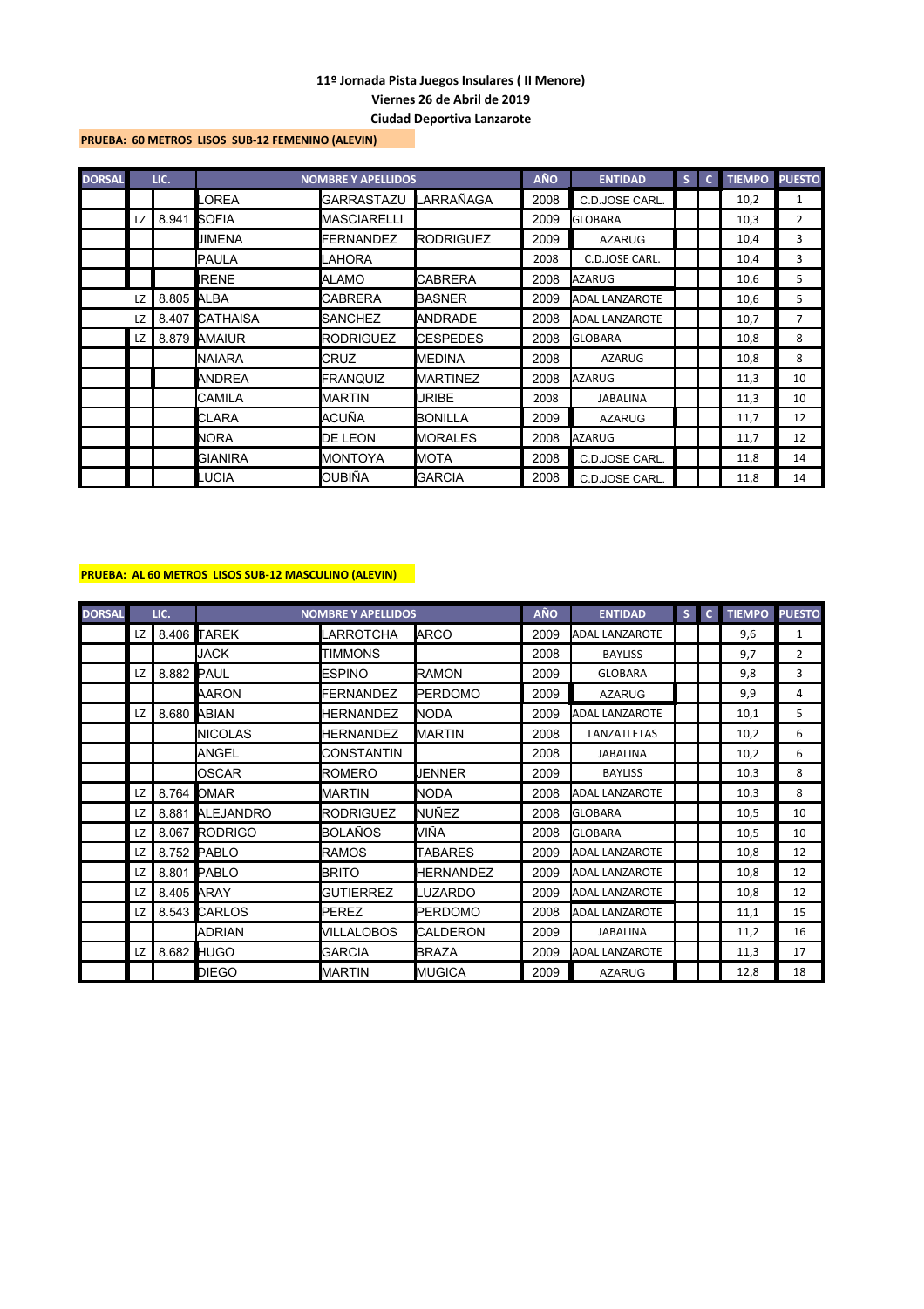**11º Jornada Pista Juegos Insulares ( II Menore)**

**Viernes 26 de Abril de 2019**

**Ciudad Deportiva Lanzarote**

**PRUEBA: 60 METROS LISOS SUB-12 FEMENINO (ALEVIN)**

| DORSAL | LIC. | | NOMBRE Y APELLIDOS | | | AÑO | ENTIDAD | S | C | TIEMPO | PUESTO |
|---|---|---|---|---|---|---|---|---|---|---|---|
| | | | LOREA | GARRASTAZU | LARRAÑAGA | 2008 | C.D.JOSE CARL. | | | 10,2 | 1 |
| | LZ | 8.941 | SOFIA | MASCIARELLI | | 2009 | GLOBARA | | | 10,3 | 2 |
| | | | JIMENA | FERNANDEZ | RODRIGUEZ | 2009 | AZARUG | | | 10,4 | 3 |
| | | | PAULA | LAHORA | | 2008 | C.D.JOSE CARL. | | | 10,4 | 3 |
| | | | IRENE | ALAMO | CABRERA | 2008 | AZARUG | | | 10,6 | 5 |
| | LZ | 8.805 | ALBA | CABRERA | BASNER | 2009 | ADAL LANZAROTE | | | 10,6 | 5 |
| | LZ | 8.407 | CATHAISA | SANCHEZ | ANDRADE | 2008 | ADAL LANZAROTE | | | 10,7 | 7 |
| | LZ | 8.879 | AMAIUR | RODRIGUEZ | CESPEDES | 2008 | GLOBARA | | | 10,8 | 8 |
| | | | NAIARA | CRUZ | MEDINA | 2008 | AZARUG | | | 10,8 | 8 |
| | | | ANDREA | FRANQUIZ | MARTINEZ | 2008 | AZARUG | | | 11,3 | 10 |
| | | | CAMILA | MARTIN | URIBE | 2008 | JABALINA | | | 11,3 | 10 |
| | | | CLARA | ACUÑA | BONILLA | 2009 | AZARUG | | | 11,7 | 12 |
| | | | NORA | DE LEON | MORALES | 2008 | AZARUG | | | 11,7 | 12 |
| | | | GIANIRA | MONTOYA | MOTA | 2008 | C.D.JOSE CARL. | | | 11,8 | 14 |
| | | | LUCIA | OUBIÑA | GARCIA | 2008 | C.D.JOSE CARL. | | | 11,8 | 14 |

**PRUEBA: AL 60 METROS LISOS SUB-12 MASCULINO (ALEVIN)**

| DORSAL | LIC. | | NOMBRE Y APELLIDOS | | | AÑO | ENTIDAD | S | C | TIEMPO | PUESTO |
|---|---|---|---|---|---|---|---|---|---|---|---|
| | LZ | 8.406 | TAREK | LARROTCHA | ARCO | 2009 | ADAL LANZAROTE | | | 9,6 | 1 |
| | | | JACK | TIMMONS | | 2008 | BAYLISS | | | 9,7 | 2 |
| | LZ | 8.882 | PAUL | ESPINO | RAMON | 2009 | GLOBARA | | | 9,8 | 3 |
| | | | AARON | FERNANDEZ | PERDOMO | 2009 | AZARUG | | | 9,9 | 4 |
| | LZ | 8.680 | ABIAN | HERNANDEZ | NODA | 2009 | ADAL LANZAROTE | | | 10,1 | 5 |
| | | | NICOLAS | HERNANDEZ | MARTIN | 2008 | LANZATLETAS | | | 10,2 | 6 |
| | | | ANGEL | CONSTANTIN | | 2008 | JABALINA | | | 10,2 | 6 |
| | | | OSCAR | ROMERO | JENNER | 2009 | BAYLISS | | | 10,3 | 8 |
| | LZ | 8.764 | OMAR | MARTIN | NODA | 2008 | ADAL LANZAROTE | | | 10,3 | 8 |
| | LZ | 8.881 | ALEJANDRO | RODRIGUEZ | NUÑEZ | 2008 | GLOBARA | | | 10,5 | 10 |
| | LZ | 8.067 | RODRIGO | BOLAÑOS | VIÑA | 2008 | GLOBARA | | | 10,5 | 10 |
| | LZ | 8.752 | PABLO | RAMOS | TABARES | 2009 | ADAL LANZAROTE | | | 10,8 | 12 |
| | LZ | 8.801 | PABLO | BRITO | HERNANDEZ | 2009 | ADAL LANZAROTE | | | 10,8 | 12 |
| | LZ | 8.405 | ARAY | GUTIERREZ | LUZARDO | 2009 | ADAL LANZAROTE | | | 10,8 | 12 |
| | LZ | 8.543 | CARLOS | PEREZ | PERDOMO | 2008 | ADAL LANZAROTE | | | 11,1 | 15 |
| | | | ADRIAN | VILLALOBOS | CALDERON | 2009 | JABALINA | | | 11,2 | 16 |
| | LZ | 8.682 | HUGO | GARCIA | BRAZA | 2009 | ADAL LANZAROTE | | | 11,3 | 17 |
| | | | DIEGO | MARTIN | MUGICA | 2009 | AZARUG | | | 12,8 | 18 |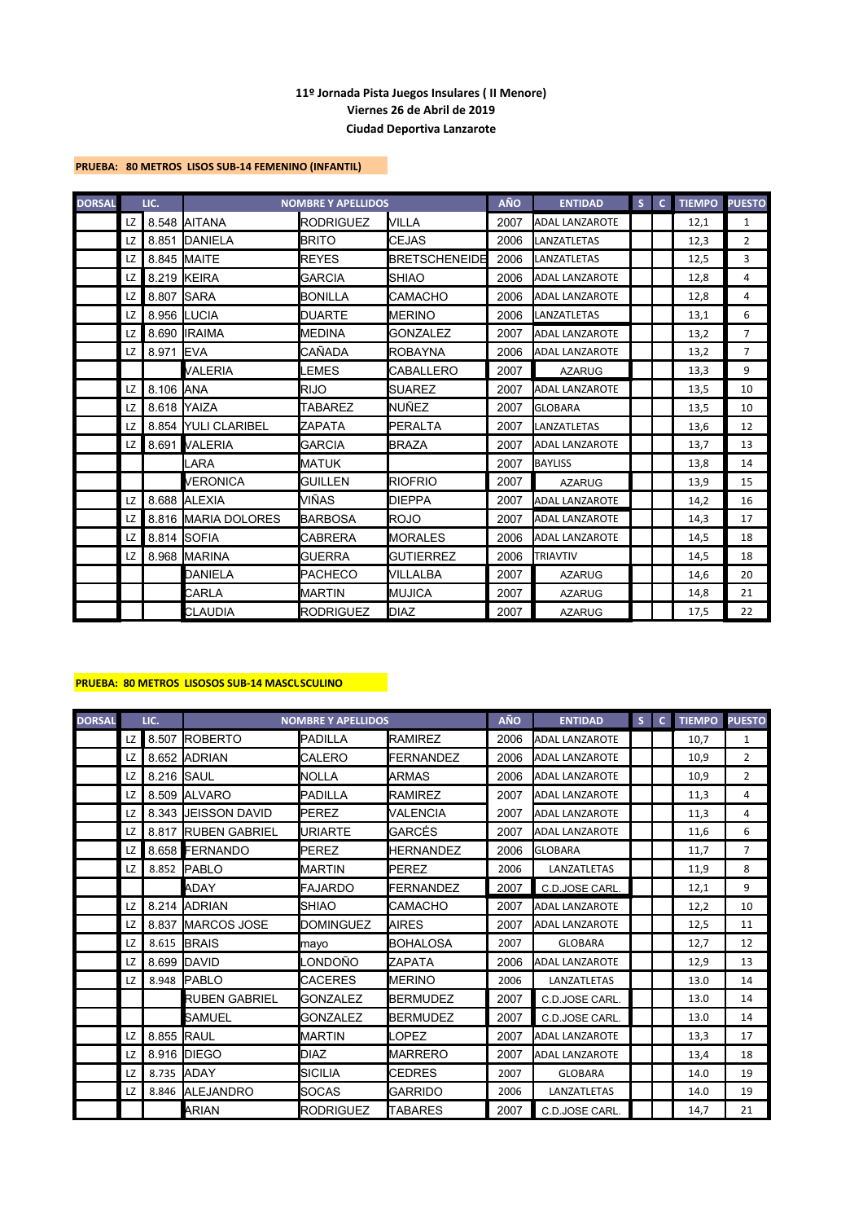**11º Jornada Pista Juegos Insulares ( II Menore)**
**Viernes 26 de Abril de 2019**
**Ciudad Deportiva Lanzarote**

**PRUEBA: 80 METROS LISOS SUB-14 FEMENINO (INFANTIL)**

| DORSAL | LIC. | | NOMBRE Y APELLIDOS | | | AÑO | ENTIDAD | S | C | TIEMPO | PUESTO |
|---|---|---|---|---|---|---|---|---|---|---|---|
| | LZ | 8.548 | AITANA | RODRIGUEZ | VILLA | 2007 | ADAL LANZAROTE | | | 12,1 | 1 |
| | LZ | 8.851 | DANIELA | BRITO | CEJAS | 2006 | LANZATLETAS | | | 12,3 | 2 |
| | LZ | 8.845 | MAITE | REYES | BRETSCHENEIDE | 2006 | LANZATLETAS | | | 12,5 | 3 |
| | LZ | 8.219 | KEIRA | GARCIA | SHIAO | 2006 | ADAL LANZAROTE | | | 12,8 | 4 |
| | LZ | 8.807 | SARA | BONILLA | CAMACHO | 2006 | ADAL LANZAROTE | | | 12,8 | 4 |
| | LZ | 8.956 | LUCIA | DUARTE | MERINO | 2006 | LANZATLETAS | | | 13,1 | 6 |
| | LZ | 8.690 | IRAIMA | MEDINA | GONZALEZ | 2007 | ADAL LANZAROTE | | | 13,2 | 7 |
| | LZ | 8.971 | EVA | CAÑADA | ROBAYNA | 2006 | ADAL LANZAROTE | | | 13,2 | 7 |
| | | | VALERIA | LEMES | CABALLERO | 2007 | AZARUG | | | 13,3 | 9 |
| | LZ | 8.106 | ANA | RIJO | SUAREZ | 2007 | ADAL LANZAROTE | | | 13,5 | 10 |
| | LZ | 8.618 | YAIZA | TABAREZ | NUÑEZ | 2007 | GLOBARA | | | 13,5 | 10 |
| | LZ | 8.854 | YULI CLARIBEL | ZAPATA | PERALTA | 2007 | LANZATLETAS | | | 13,6 | 12 |
| | LZ | 8.691 | VALERIA | GARCIA | BRAZA | 2007 | ADAL LANZAROTE | | | 13,7 | 13 |
| | | | LARA | MATUK | | 2007 | BAYLISS | | | 13,8 | 14 |
| | | | VERONICA | GUILLEN | RIOFRIO | 2007 | AZARUG | | | 13,9 | 15 |
| | LZ | 8.688 | ALEXIA | VIÑAS | DIEPPA | 2007 | ADAL LANZAROTE | | | 14,2 | 16 |
| | LZ | 8.816 | MARIA DOLORES | BARBOSA | ROJO | 2007 | ADAL LANZAROTE | | | 14,3 | 17 |
| | LZ | 8.814 | SOFIA | CABRERA | MORALES | 2006 | ADAL LANZAROTE | | | 14,5 | 18 |
| | LZ | 8.968 | MARINA | GUERRA | GUTIERREZ | 2006 | TRIAVTIV | | | 14,5 | 18 |
| | | | DANIELA | PACHECO | VILLALBA | 2007 | AZARUG | | | 14,6 | 20 |
| | | | CARLA | MARTIN | MUJICA | 2007 | AZARUG | | | 14,8 | 21 |
| | | | CLAUDIA | RODRIGUEZ | DIAZ | 2007 | AZARUG | | | 17,5 | 22 |

**PRUEBA: 80 METROS LISOSOS SUB-14 MASCLSCULINO**

| DORSAL | LIC. | | NOMBRE Y APELLIDOS | | | AÑO | ENTIDAD | S | C | TIEMPO | PUESTO |
|---|---|---|---|---|---|---|---|---|---|---|---|
| | LZ | 8.507 | ROBERTO | PADILLA | RAMIREZ | 2006 | ADAL LANZAROTE | | | 10,7 | 1 |
| | LZ | 8.652 | ADRIAN | CALERO | FERNANDEZ | 2006 | ADAL LANZAROTE | | | 10,9 | 2 |
| | LZ | 8.216 | SAUL | NOLLA | ARMAS | 2006 | ADAL LANZAROTE | | | 10,9 | 2 |
| | LZ | 8.509 | ALVARO | PADILLA | RAMIREZ | 2007 | ADAL LANZAROTE | | | 11,3 | 4 |
| | LZ | 8.343 | JEISSON DAVID | PEREZ | VALENCIA | 2007 | ADAL LANZAROTE | | | 11,3 | 4 |
| | LZ | 8.817 | RUBEN GABRIEL | URIARTE | GARCÉS | 2007 | ADAL LANZAROTE | | | 11,6 | 6 |
| | LZ | 8.658 | FERNANDO | PEREZ | HERNANDEZ | 2006 | GLOBARA | | | 11,7 | 7 |
| | LZ | 8.852 | PABLO | MARTIN | PEREZ | 2006 | LANZATLETAS | | | 11,9 | 8 |
| | | | ADAY | FAJARDO | FERNANDEZ | 2007 | C.D.JOSE CARL. | | | 12,1 | 9 |
| | LZ | 8.214 | ADRIAN | SHIAO | CAMACHO | 2007 | ADAL LANZAROTE | | | 12,2 | 10 |
| | LZ | 8.837 | MARCOS JOSE | DOMINGUEZ | AIRES | 2007 | ADAL LANZAROTE | | | 12,5 | 11 |
| | LZ | 8.615 | BRAIS | mayo | BOHALOSA | 2007 | GLOBARA | | | 12,7 | 12 |
| | LZ | 8.699 | DAVID | LONDOÑO | ZAPATA | 2006 | ADAL LANZAROTE | | | 12,9 | 13 |
| | LZ | 8.948 | PABLO | CACERES | MERINO | 2006 | LANZATLETAS | | | 13.0 | 14 |
| | | | RUBEN GABRIEL | GONZALEZ | BERMUDEZ | 2007 | C.D.JOSE CARL. | | | 13.0 | 14 |
| | | | SAMUEL | GONZALEZ | BERMUDEZ | 2007 | C.D.JOSE CARL. | | | 13.0 | 14 |
| | LZ | 8.855 | RAUL | MARTIN | LOPEZ | 2007 | ADAL LANZAROTE | | | 13,3 | 17 |
| | LZ | 8.916 | DIEGO | DIAZ | MARRERO | 2007 | ADAL LANZAROTE | | | 13,4 | 18 |
| | LZ | 8.735 | ADAY | SICILIA | CEDRES | 2007 | GLOBARA | | | 14.0 | 19 |
| | LZ | 8.846 | ALEJANDRO | SOCAS | GARRIDO | 2006 | LANZATLETAS | | | 14.0 | 19 |
| | | | ARIAN | RODRIGUEZ | TABARES | 2007 | C.D.JOSE CARL. | | | 14,7 | 21 |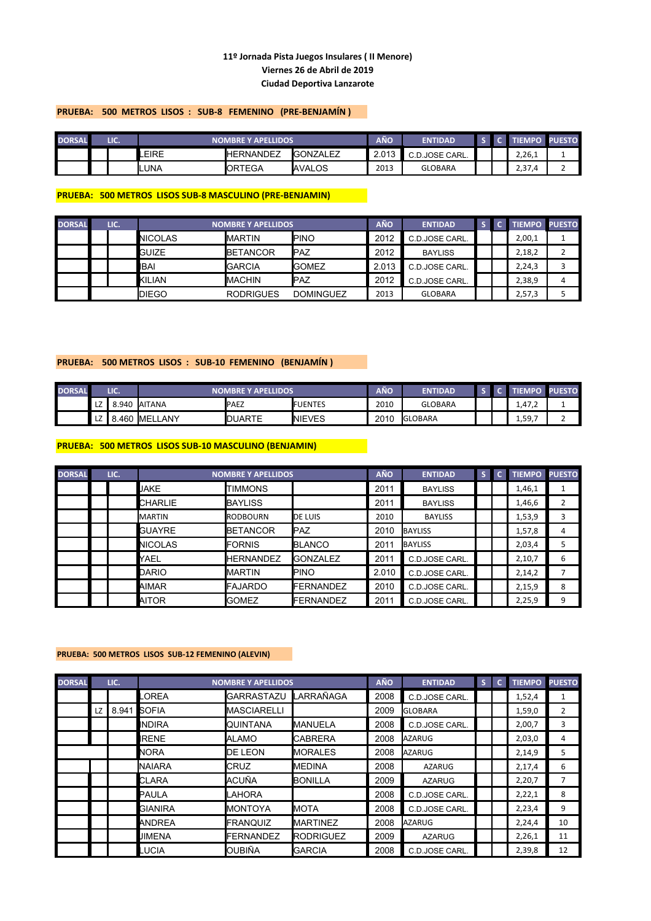**11º Jornada Pista Juegos Insulares ( II Menore)**
**Viernes 26 de Abril de 2019**
**Ciudad Deportiva Lanzarote**

**PRUEBA: 500 METROS LISOS : SUB-8 FEMENINO (PRE-BENJAMÍN )**

| DORSAL | LIC. | | NOMBRE Y APELLIDOS | | | AÑO | ENTIDAD | S | C | TIEMPO | PUESTO |
|---|---|---|---|---|---|---|---|---|---|---|---|
| | | | LEIRE | HERNANDEZ | GONZALEZ | 2.013 | C.D.JOSE CARL. | | | 2,26,1 | 1 |
| | | | LUNA | ORTEGA | AVALOS | 2013 | GLOBARA | | | 2,37,4 | 2 |

**PRUEBA: 500 METROS LISOS SUB-8 MASCULINO (PRE-BENJAMIN)**

| DORSAL | LIC. | | NOMBRE Y APELLIDOS | | | AÑO | ENTIDAD | S | C | TIEMPO | PUESTO |
|---|---|---|---|---|---|---|---|---|---|---|---|
| | | | NICOLAS | MARTIN | PINO | 2012 | C.D.JOSE CARL. | | | 2,00,1 | 1 |
| | | | GUIZE | BETANCOR | PAZ | 2012 | BAYLISS | | | 2,18,2 | 2 |
| | | | IBAI | GARCIA | GOMEZ | 2.013 | C.D.JOSE CARL. | | | 2,24,3 | 3 |
| | | | KILIAN | MACHIN | PAZ | 2012 | C.D.JOSE CARL. | | | 2,38,9 | 4 |
| | | | DIEGO | RODRIGUES | DOMINGUEZ | 2013 | GLOBARA | | | 2,57,3 | 5 |

**PRUEBA: 500 METROS LISOS : SUB-10 FEMENINO (BENJAMÍN )**

| DORSAL | LIC. | | NOMBRE Y APELLIDOS | | | AÑO | ENTIDAD | S | C | TIEMPO | PUESTO |
|---|---|---|---|---|---|---|---|---|---|---|---|
| | LZ | 8.940 | AITANA | PAEZ | FUENTES | 2010 | GLOBARA | | | 1,47,2 | 1 |
| | LZ | 8.460 | MELLANY | DUARTE | NIEVES | 2010 | GLOBARA | | | 1,59,7 | 2 |

**PRUEBA: 500 METROS LISOS SUB-10 MASCULINO (BENJAMIN)**

| DORSAL | LIC. | | NOMBRE Y APELLIDOS | | | AÑO | ENTIDAD | S | C | TIEMPO | PUESTO |
|---|---|---|---|---|---|---|---|---|---|---|---|
| | | | JAKE | TIMMONS | | 2011 | BAYLISS | | | 1,46,1 | 1 |
| | | | CHARLIE | BAYLISS | | 2011 | BAYLISS | | | 1,46,6 | 2 |
| | | | MARTIN | RODBOURN | DE LUIS | 2010 | BAYLISS | | | 1,53,9 | 3 |
| | | | GUAYRE | BETANCOR | PAZ | 2010 | BAYLISS | | | 1,57,8 | 4 |
| | | | NICOLAS | FORNIS | BLANCO | 2011 | BAYLISS | | | 2,03,4 | 5 |
| | | | YAEL | HERNANDEZ | GONZALEZ | 2011 | C.D.JOSE CARL. | | | 2,10,7 | 6 |
| | | | DARIO | MARTIN | PINO | 2.010 | C.D.JOSE CARL. | | | 2,14,2 | 7 |
| | | | AIMAR | FAJARDO | FERNANDEZ | 2010 | C.D.JOSE CARL. | | | 2,15,9 | 8 |
| | | | AITOR | GOMEZ | FERNANDEZ | 2011 | C.D.JOSE CARL. | | | 2,25,9 | 9 |

**PRUEBA: 500 METROS LISOS SUB-12 FEMENINO (ALEVIN)**

| DORSAL | LIC. | | NOMBRE Y APELLIDOS | | | AÑO | ENTIDAD | S | C | TIEMPO | PUESTO |
|---|---|---|---|---|---|---|---|---|---|---|---|
| | | | LOREA | GARRASTAZU | LARRAÑAGA | 2008 | C.D.JOSE CARL. | | | 1,52,4 | 1 |
| | LZ | 8.941 | SOFIA | MASCIARELLI | | 2009 | GLOBARA | | | 1,59,0 | 2 |
| | | | INDIRA | QUINTANA | MANUELA | 2008 | C.D.JOSE CARL. | | | 2,00,7 | 3 |
| | | | IRENE | ALAMO | CABRERA | 2008 | AZARUG | | | 2,03,0 | 4 |
| | | | NORA | DE LEON | MORALES | 2008 | AZARUG | | | 2,14,9 | 5 |
| | | | NAIARA | CRUZ | MEDINA | 2008 | AZARUG | | | 2,17,4 | 6 |
| | | | CLARA | ACUÑA | BONILLA | 2009 | AZARUG | | | 2,20,7 | 7 |
| | | | PAULA | LAHORA | | 2008 | C.D.JOSE CARL. | | | 2,22,1 | 8 |
| | | | GIANIRA | MONTOYA | MOTA | 2008 | C.D.JOSE CARL. | | | 2,23,4 | 9 |
| | | | ANDREA | FRANQUIZ | MARTINEZ | 2008 | AZARUG | | | 2,24,4 | 10 |
| | | | JIMENA | FERNANDEZ | RODRIGUEZ | 2009 | AZARUG | | | 2,26,1 | 11 |
| | | | LUCIA | OUBIÑA | GARCIA | 2008 | C.D.JOSE CARL. | | | 2,39,8 | 12 |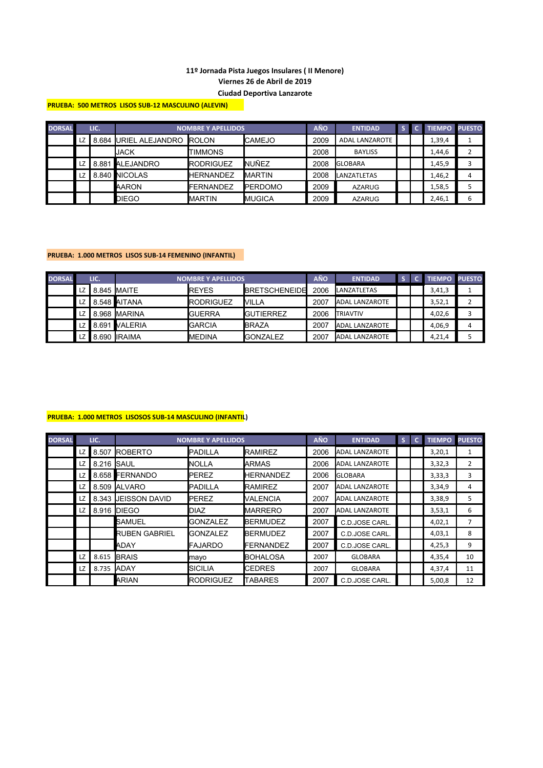**11º Jornada Pista Juegos Insulares ( II Menore)**

**Viernes 26 de Abril de 2019**

**Ciudad Deportiva Lanzarote**

**PRUEBA: 500 METROS LISOS SUB-12 MASCULINO (ALEVIN)**

| DORSAL | LIC. | | NOMBRE Y APELLIDOS | | | AÑO | ENTIDAD | S | C | TIEMPO | PUESTO |
|---|---|---|---|---|---|---|---|---|---|---|---|
| | LZ | 8.684 | URIEL ALEJANDRO | ROLON | CAMEJO | 2009 | ADAL LANZAROTE | | | 1,39,4 | 1 |
| | | | JACK | TIMMONS | | 2008 | BAYLISS | | | 1,44,6 | 2 |
| | LZ | 8.881 | ALEJANDRO | RODRIGUEZ | NUÑEZ | 2008 | GLOBARA | | | 1,45,9 | 3 |
| | LZ | 8.840 | NICOLAS | HERNANDEZ | MARTIN | 2008 | LANZATLETAS | | | 1,46,2 | 4 |
| | | | AARON | FERNANDEZ | PERDOMO | 2009 | AZARUG | | | 1,58,5 | 5 |
| | | | DIEGO | MARTIN | MUGICA | 2009 | AZARUG | | | 2,46,1 | 6 |

**PRUEBA: 1.000 METROS LISOS SUB-14 FEMENINO (INFANTIL)**

| DORSAL | LIC. | | NOMBRE Y APELLIDOS | | | AÑO | ENTIDAD | S | C | TIEMPO | PUESTO |
|---|---|---|---|---|---|---|---|---|---|---|---|
| | LZ | 8.845 | MAITE | REYES | BRETSCHENEIDE | 2006 | LANZATLETAS | | | 3,41,3 | 1 |
| | LZ | 8.548 | AITANA | RODRIGUEZ | VILLA | 2007 | ADAL LANZAROTE | | | 3,52,1 | 2 |
| | LZ | 8.968 | MARINA | GUERRA | GUTIERREZ | 2006 | TRIAVTIV | | | 4,02,6 | 3 |
| | LZ | 8.691 | VALERIA | GARCIA | BRAZA | 2007 | ADAL LANZAROTE | | | 4,06,9 | 4 |
| | LZ | 8.690 | IRAIMA | MEDINA | GONZALEZ | 2007 | ADAL LANZAROTE | | | 4,21,4 | 5 |

**PRUEBA: 1.000 METROS LISOSOS SUB-14 MASCULINO (INFANTIL)**

| DORSAL | LIC. | | NOMBRE Y APELLIDOS | | | AÑO | ENTIDAD | S | C | TIEMPO | PUESTO |
|---|---|---|---|---|---|---|---|---|---|---|---|
| | LZ | 8.507 | ROBERTO | PADILLA | RAMIREZ | 2006 | ADAL LANZAROTE | | | 3,20,1 | 1 |
| | LZ | 8.216 | SAUL | NOLLA | ARMAS | 2006 | ADAL LANZAROTE | | | 3,32,3 | 2 |
| | LZ | 8.658 | FERNANDO | PEREZ | HERNANDEZ | 2006 | GLOBARA | | | 3,33,3 | 3 |
| | LZ | 8.509 | ALVARO | PADILLA | RAMIREZ | 2007 | ADAL LANZAROTE | | | 3,34,9 | 4 |
| | LZ | 8.343 | JEISSON DAVID | PEREZ | VALENCIA | 2007 | ADAL LANZAROTE | | | 3,38,9 | 5 |
| | LZ | 8.916 | DIEGO | DIAZ | MARRERO | 2007 | ADAL LANZAROTE | | | 3,53,1 | 6 |
| | | | SAMUEL | GONZALEZ | BERMUDEZ | 2007 | C.D.JOSE CARL. | | | 4,02,1 | 7 |
| | | | RUBEN GABRIEL | GONZALEZ | BERMUDEZ | 2007 | C.D.JOSE CARL. | | | 4,03,1 | 8 |
| | | | ADAY | FAJARDO | FERNANDEZ | 2007 | C.D.JOSE CARL. | | | 4,25,3 | 9 |
| | LZ | 8.615 | BRAIS | mayo | BOHALOSA | 2007 | GLOBARA | | | 4,35,4 | 10 |
| | LZ | 8.735 | ADAY | SICILIA | CEDRES | 2007 | GLOBARA | | | 4,37,4 | 11 |
| | | | ARIAN | RODRIGUEZ | TABARES | 2007 | C.D.JOSE CARL. | | | 5,00,8 | 12 |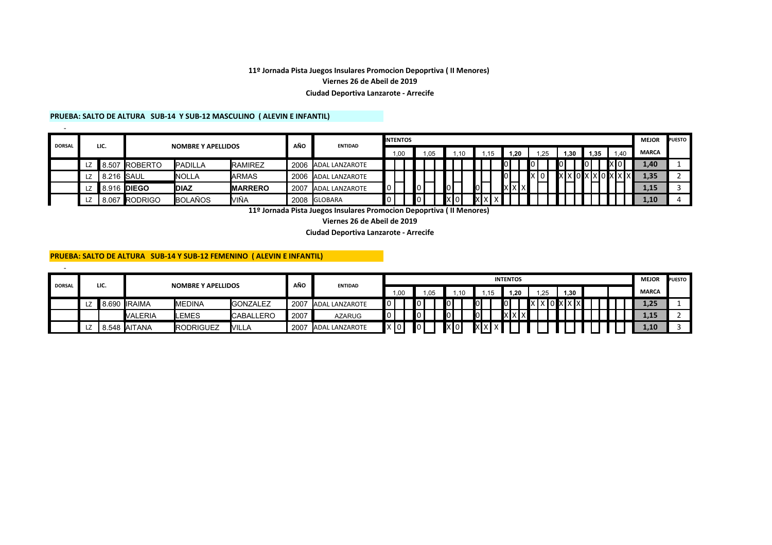**11º Jornada Pista Juegos Insulares Promocion Depoprtiva ( II Menores)**

**Viernes 26 de Abeil de 2019**

**Ciudad Deportiva Lanzarote - Arrecife**

**PRUEBA: SALTO DE ALTURA SUB-14 Y SUB-12 MASCULINO ( ALEVIN E INFANTIL)**

| DORSAL | LIC. | | NOMBRE Y APELLIDOS | | | AÑO | ENTIDAD | INTENTOS | | | | | | | | | MEJOR MARCA | PUESTO |
|---|---|---|---|---|---|---|---|---|---|---|---|---|---|---|---|---|---|---|
| | | | | | | | | 1,00 | 1,05 | 1,10 | 1,15 | 1,20 | 1,25 | 1,30 | 1,35 | 1,40 | | |
| | LZ | 8.507 | ROBERTO | PADILLA | RAMIREZ | 2006 | ADAL LANZAROTE | | | | | O | O | O | O | X O | 1,40 | 1 |
| | LZ | 8.216 | SAUL | NOLLA | ARMAS | 2006 | ADAL LANZAROTE | | | | | O | X O | X X O | X X O | X X X | 1,35 | 2 |
| | LZ | 8.916 | **DIEGO** | **DIAZ** | **MARRERO** | 2007 | ADAL LANZAROTE | O | O | O | O | X X X | | | | | 1,15 | 3 |
| | LZ | 8.067 | RODRIGO | BOLAÑOS | VIÑA | 2008 | GLOBARA | O | O | X O | X X X | | | | | | 1,10 | 4 |

**11º Jornada Pista Juegos Insulares Promocion Depoprtiva ( II Menores)**

**Viernes 26 de Abeil de 2019**

**Ciudad Deportiva Lanzarote - Arrecife**

**PRUEBA: SALTO DE ALTURA SUB-14 Y SUB-12 FEMENINO ( ALEVIN E INFANTIL)**

| DORSAL | LIC. | | NOMBRE Y APELLIDOS | | | AÑO | ENTIDAD | INTENTOS | | | | | | | | | MEJOR MARCA | PUESTO |
|---|---|---|---|---|---|---|---|---|---|---|---|---|---|---|---|---|---|---|
| | | | | | | | | 1,00 | 1,05 | 1,10 | 1,15 | 1,20 | 1,25 | 1,30 | | | | |
| | LZ | 8.690 | IRAIMA | MEDINA | GONZALEZ | 2007 | ADAL LANZAROTE | O | O | O | O | O | X X O | X X X | | | 1,25 | 1 |
| | | | VALERIA | LEMES | CABALLERO | 2007 | AZARUG | O | O | O | O | X X X | | | | | 1,15 | 2 |
| | LZ | 8.548 | AITANA | RODRIGUEZ | VILLA | 2007 | ADAL LANZAROTE | X O | O | X O | X X X | | | | | | 1,10 | 3 |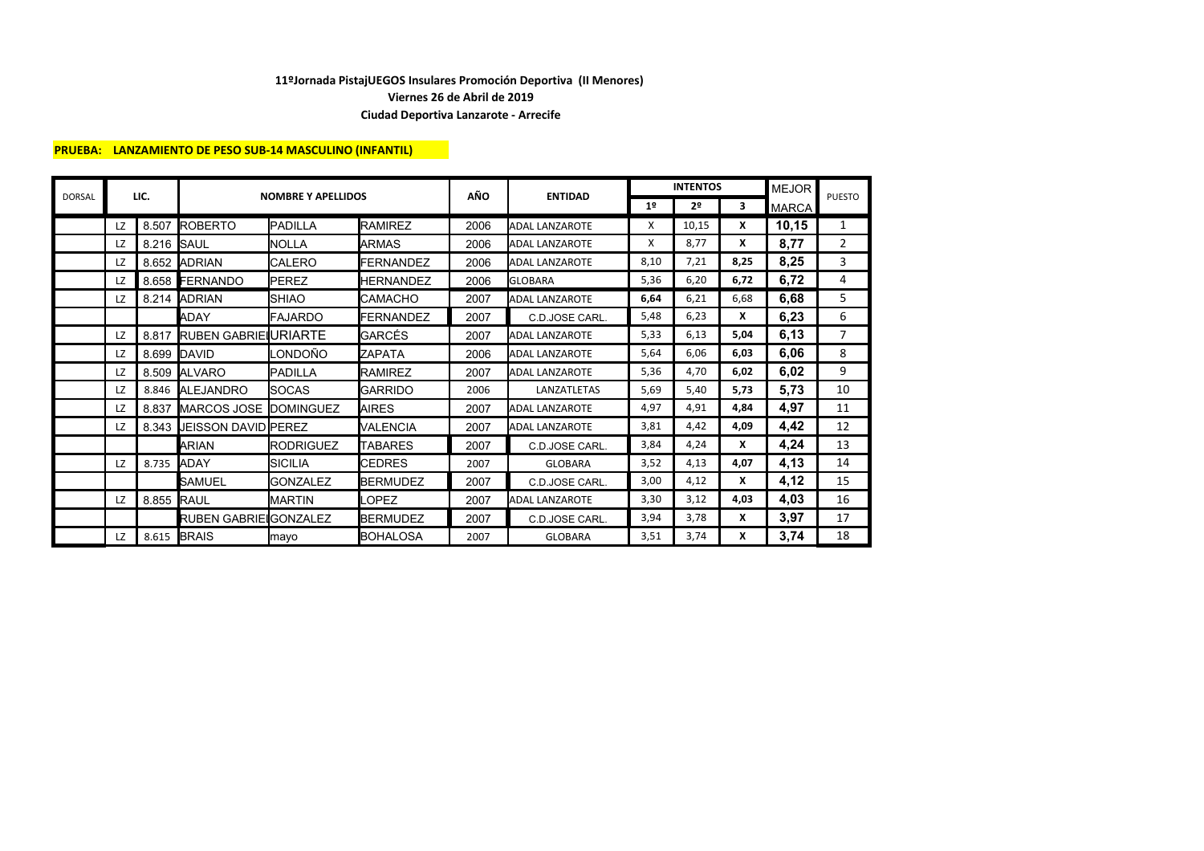**11ºJornada PistajUEGOS Insulares Promoción Deportiva (II Menores)**

**Viernes 26 de Abril de 2019**

**Ciudad Deportiva Lanzarote - Arrecife**

**PRUEBA: LANZAMIENTO DE PESO SUB-14 MASCULINO (INFANTIL)**

| DORSAL | LIC. | | NOMBRE Y APELLIDOS | | | AÑO | ENTIDAD | INTENTOS | | | MEJOR MARCA | PUESTO |
|---|---|---|---|---|---|---|---|---|---|---|---|---|
| | | | | | | | | 1º | 2º | 3 | | |
| | LZ | 8.507 | ROBERTO | PADILLA | RAMIREZ | 2006 | ADAL LANZAROTE | X | 10,15 | X | 10,15 | 1 |
| | LZ | 8.216 | SAUL | NOLLA | ARMAS | 2006 | ADAL LANZAROTE | X | 8,77 | X | 8,77 | 2 |
| | LZ | 8.652 | ADRIAN | CALERO | FERNANDEZ | 2006 | ADAL LANZAROTE | 8,10 | 7,21 | 8,25 | 8,25 | 3 |
| | LZ | 8.658 | FERNANDO | PEREZ | HERNANDEZ | 2006 | GLOBARA | 5,36 | 6,20 | 6,72 | 6,72 | 4 |
| | LZ | 8.214 | ADRIAN | SHIAO | CAMACHO | 2007 | ADAL LANZAROTE | 6,64 | 6,21 | 6,68 | 6,68 | 5 |
| | | | ADAY | FAJARDO | FERNANDEZ | 2007 | C.D.JOSE CARL. | 5,48 | 6,23 | X | 6,23 | 6 |
| | LZ | 8.817 | RUBEN GABRIEL | URIARTE | GARCÉS | 2007 | ADAL LANZAROTE | 5,33 | 6,13 | 5,04 | 6,13 | 7 |
| | LZ | 8.699 | DAVID | LONDOÑO | ZAPATA | 2006 | ADAL LANZAROTE | 5,64 | 6,06 | 6,03 | 6,06 | 8 |
| | LZ | 8.509 | ALVARO | PADILLA | RAMIREZ | 2007 | ADAL LANZAROTE | 5,36 | 4,70 | 6,02 | 6,02 | 9 |
| | LZ | 8.846 | ALEJANDRO | SOCAS | GARRIDO | 2006 | LANZATLETAS | 5,69 | 5,40 | 5,73 | 5,73 | 10 |
| | LZ | 8.837 | MARCOS JOSE | DOMINGUEZ | AIRES | 2007 | ADAL LANZAROTE | 4,97 | 4,91 | 4,84 | 4,97 | 11 |
| | LZ | 8.343 | JEISSON DAVID | PEREZ | VALENCIA | 2007 | ADAL LANZAROTE | 3,81 | 4,42 | 4,09 | 4,42 | 12 |
| | | | ARIAN | RODRIGUEZ | TABARES | 2007 | C.D.JOSE CARL. | 3,84 | 4,24 | X | 4,24 | 13 |
| | LZ | 8.735 | ADAY | SICILIA | CEDRES | 2007 | GLOBARA | 3,52 | 4,13 | 4,07 | 4,13 | 14 |
| | | | SAMUEL | GONZALEZ | BERMUDEZ | 2007 | C.D.JOSE CARL. | 3,00 | 4,12 | X | 4,12 | 15 |
| | LZ | 8.855 | RAUL | MARTIN | LOPEZ | 2007 | ADAL LANZAROTE | 3,30 | 3,12 | 4,03 | 4,03 | 16 |
| | | | RUBEN GABRIEL | GONZALEZ | BERMUDEZ | 2007 | C.D.JOSE CARL. | 3,94 | 3,78 | X | 3,97 | 17 |
| | LZ | 8.615 | BRAIS | mayo | BOHALOSA | 2007 | GLOBARA | 3,51 | 3,74 | X | 3,74 | 18 |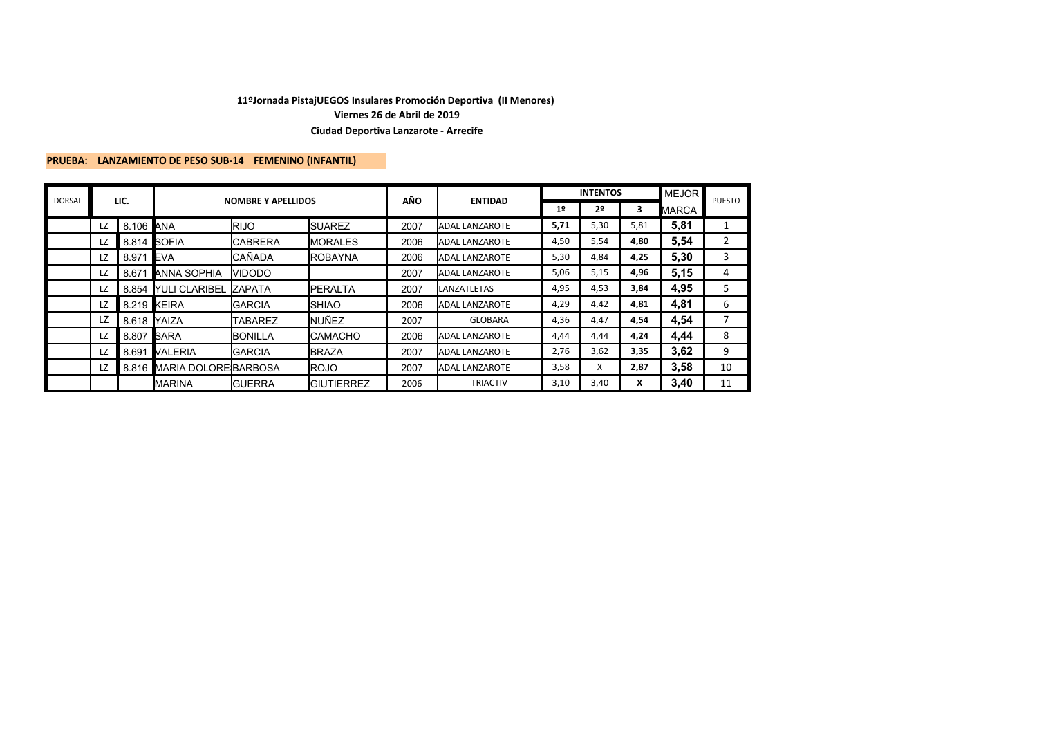**11ºJornada PistajUEGOS Insulares Promoción Deportiva (II Menores)**

**Viernes 26 de Abril de 2019**

**Ciudad Deportiva Lanzarote - Arrecife**

**PRUEBA: LANZAMIENTO DE PESO SUB-14 FEMENINO (INFANTIL)**

| DORSAL | LIC. | | NOMBRE Y APELLIDOS | | | AÑO | ENTIDAD | INTENTOS | | | MEJOR MARCA | PUESTO |
|---|---|---|---|---|---|---|---|---|---|---|---|---|
| | | | | | | | | 1º | 2º | 3 | | |
| | LZ | 8.106 | ANA | RIJO | SUAREZ | 2007 | ADAL LANZAROTE | 5,71 | 5,30 | 5,81 | 5,81 | 1 |
| | LZ | 8.814 | SOFIA | CABRERA | MORALES | 2006 | ADAL LANZAROTE | 4,50 | 5,54 | 4,80 | 5,54 | 2 |
| | LZ | 8.971 | EVA | CAÑADA | ROBAYNA | 2006 | ADAL LANZAROTE | 5,30 | 4,84 | 4,25 | 5,30 | 3 |
| | LZ | 8.671 | ANNA SOPHIA | VIDODO | | 2007 | ADAL LANZAROTE | 5,06 | 5,15 | 4,96 | 5,15 | 4 |
| | LZ | 8.854 | YULI CLARIBEL | ZAPATA | PERALTA | 2007 | LANZATLETAS | 4,95 | 4,53 | 3,84 | 4,95 | 5 |
| | LZ | 8.219 | KEIRA | GARCIA | SHIAO | 2006 | ADAL LANZAROTE | 4,29 | 4,42 | 4,81 | 4,81 | 6 |
| | LZ | 8.618 | YAIZA | TABAREZ | NUÑEZ | 2007 | GLOBARA | 4,36 | 4,47 | 4,54 | 4,54 | 7 |
| | LZ | 8.807 | SARA | BONILLA | CAMACHO | 2006 | ADAL LANZAROTE | 4,44 | 4,44 | 4,24 | 4,44 | 8 |
| | LZ | 8.691 | VALERIA | GARCIA | BRAZA | 2007 | ADAL LANZAROTE | 2,76 | 3,62 | 3,35 | 3,62 | 9 |
| | LZ | 8.816 | MARIA DOLORE | BARBOSA | ROJO | 2007 | ADAL LANZAROTE | 3,58 | X | 2,87 | 3,58 | 10 |
| | | | MARINA | GUERRA | GIUTIERREZ | 2006 | TRIACTIV | 3,10 | 3,40 | X | 3,40 | 11 |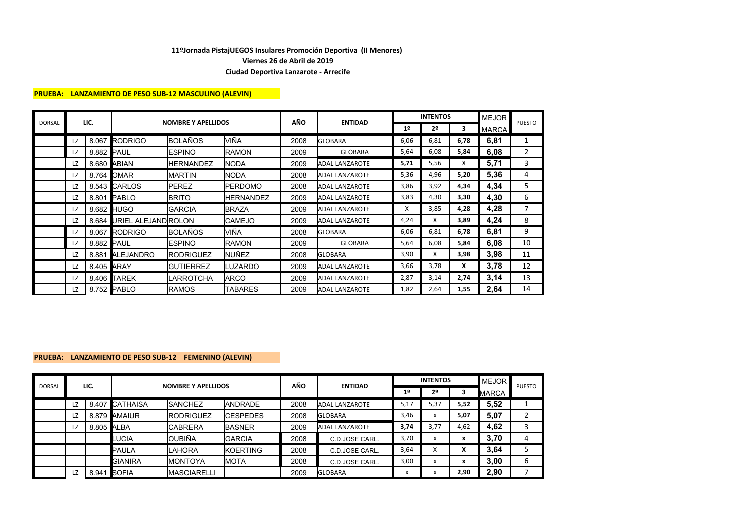**11ºJornada PistajUEGOS Insulares Promoción Deportiva (II Menores)**

**Viernes 26 de Abril de 2019**

**Ciudad Deportiva Lanzarote - Arrecife**

**PRUEBA: LANZAMIENTO DE PESO SUB-12 MASCULINO (ALEVIN)**

| DORSAL | LIC. | | NOMBRE Y APELLIDOS | | | AÑO | ENTIDAD | INTENTOS | | | MEJOR MARCA | PUESTO |
|---|---|---|---|---|---|---|---|---|---|---|---|---|
| | | | | | | | | 1º | 2º | 3 | | |
| | LZ | 8.067 | RODRIGO | BOLAÑOS | VIÑA | 2008 | GLOBARA | 6,06 | 6,81 | 6,78 | 6,81 | 1 |
| | LZ | 8.882 | PAUL | ESPINO | RAMON | 2009 | GLOBARA | 5,64 | 6,08 | 5,84 | 6,08 | 2 |
| | LZ | 8.680 | ABIAN | HERNANDEZ | NODA | 2009 | ADAL LANZAROTE | 5,71 | 5,56 | X | 5,71 | 3 |
| | LZ | 8.764 | OMAR | MARTIN | NODA | 2008 | ADAL LANZAROTE | 5,36 | 4,96 | 5,20 | 5,36 | 4 |
| | LZ | 8.543 | CARLOS | PEREZ | PERDOMO | 2008 | ADAL LANZAROTE | 3,86 | 3,92 | 4,34 | 4,34 | 5 |
| | LZ | 8.801 | PABLO | BRITO | HERNANDEZ | 2009 | ADAL LANZAROTE | 3,83 | 4,30 | 3,30 | 4,30 | 6 |
| | LZ | 8.682 | HUGO | GARCIA | BRAZA | 2009 | ADAL LANZAROTE | X | 3,85 | 4,28 | 4,28 | 7 |
| | LZ | 8.684 | URIEL ALEJAND | ROLON | CAMEJO | 2009 | ADAL LANZAROTE | 4,24 | X | 3,89 | 4,24 | 8 |
| | LZ | 8.067 | RODRIGO | BOLAÑOS | VIÑA | 2008 | GLOBARA | 6,06 | 6,81 | 6,78 | 6,81 | 9 |
| | LZ | 8.882 | PAUL | ESPINO | RAMON | 2009 | GLOBARA | 5,64 | 6,08 | 5,84 | 6,08 | 10 |
| | LZ | 8.881 | ALEJANDRO | RODRIGUEZ | NUÑEZ | 2008 | GLOBARA | 3,90 | X | 3,98 | 3,98 | 11 |
| | LZ | 8.405 | ARAY | GUTIERREZ | LUZARDO | 2009 | ADAL LANZAROTE | 3,66 | 3,78 | X | 3,78 | 12 |
| | LZ | 8.406 | TAREK | LARROTCHA | ARCO | 2009 | ADAL LANZAROTE | 2,87 | 3,14 | 2,74 | 3,14 | 13 |
| | LZ | 8.752 | PABLO | RAMOS | TABARES | 2009 | ADAL LANZAROTE | 1,82 | 2,64 | 1,55 | 2,64 | 14 |

**PRUEBA: LANZAMIENTO DE PESO SUB-12 FEMENINO (ALEVIN)**

| DORSAL | LIC. | | NOMBRE Y APELLIDOS | | | AÑO | ENTIDAD | INTENTOS | | | MEJOR MARCA | PUESTO |
|---|---|---|---|---|---|---|---|---|---|---|---|---|
| | | | | | | | | 1º | 2º | 3 | | |
| | LZ | 8.407 | CATHAISA | SANCHEZ | ANDRADE | 2008 | ADAL LANZAROTE | 5,17 | 5,37 | 5,52 | 5,52 | 1 |
| | LZ | 8.879 | AMAIUR | RODRIGUEZ | CESPEDES | 2008 | GLOBARA | 3,46 | x | 5,07 | 5,07 | 2 |
| | LZ | 8.805 | ALBA | CABRERA | BASNER | 2009 | ADAL LANZAROTE | 3,74 | 3,77 | 4,62 | 4,62 | 3 |
| | | | LUCIA | OUBIÑA | GARCIA | 2008 | C.D.JOSE CARL. | 3,70 | x | x | 3,70 | 4 |
| | | | PAULA | LAHORA | KOERTING | 2008 | C.D.JOSE CARL. | 3,64 | X | X | 3,64 | 5 |
| | | | GIANIRA | MONTOYA | MOTA | 2008 | C.D.JOSE CARL. | 3,00 | x | x | 3,00 | 6 |
| | LZ | 8.941 | SOFIA | MASCIARELLI | | 2009 | GLOBARA | x | x | 2,90 | 2,90 | 7 |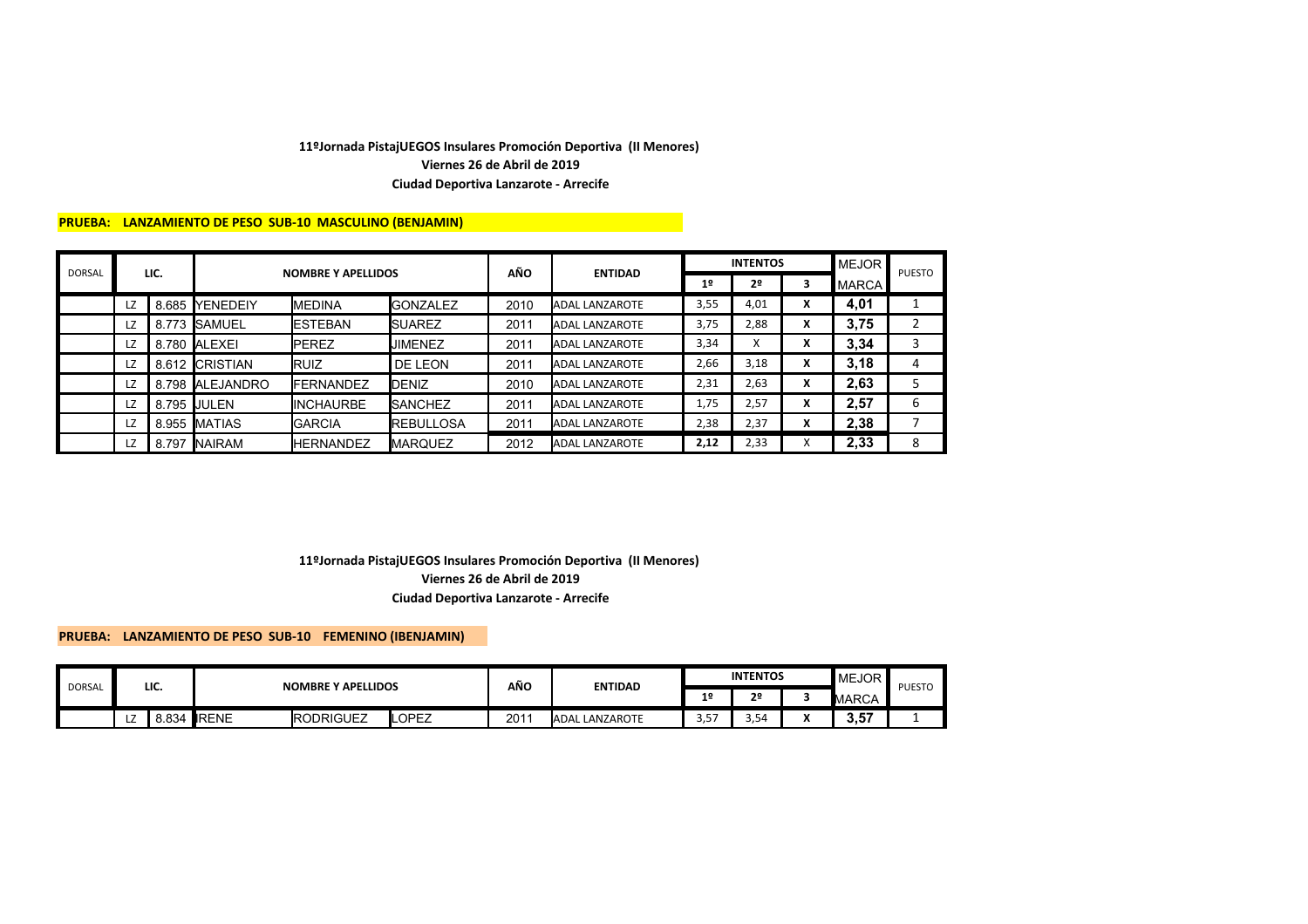**11ºJornada PistajUEGOS Insulares Promoción Deportiva (II Menores)**
**Viernes 26 de Abril de 2019**
**Ciudad Deportiva Lanzarote - Arrecife**

**PRUEBA: LANZAMIENTO DE PESO SUB-10 MASCULINO (BENJAMIN)**

| DORSAL | LIC. | | NOMBRE Y APELLIDOS | | | AÑO | ENTIDAD | INTENTOS | | | MEJOR MARCA | PUESTO |
|---|---|---|---|---|---|---|---|---|---|---|---|---|
| | | | | | | | | 1º | 2º | 3 | | |
| | LZ | 8.685 | YENEDEIY | MEDINA | GONZALEZ | 2010 | ADAL LANZAROTE | 3,55 | 4,01 | X | 4,01 | 1 |
| | LZ | 8.773 | SAMUEL | ESTEBAN | SUAREZ | 2011 | ADAL LANZAROTE | 3,75 | 2,88 | X | 3,75 | 2 |
| | LZ | 8.780 | ALEXEI | PEREZ | JIMENEZ | 2011 | ADAL LANZAROTE | 3,34 | X | X | 3,34 | 3 |
| | LZ | 8.612 | CRISTIAN | RUIZ | DE LEON | 2011 | ADAL LANZAROTE | 2,66 | 3,18 | X | 3,18 | 4 |
| | LZ | 8.798 | ALEJANDRO | FERNANDEZ | DENIZ | 2010 | ADAL LANZAROTE | 2,31 | 2,63 | X | 2,63 | 5 |
| | LZ | 8.795 | JULEN | INCHAURBE | SANCHEZ | 2011 | ADAL LANZAROTE | 1,75 | 2,57 | X | 2,57 | 6 |
| | LZ | 8.955 | MATIAS | GARCIA | REBULLOSA | 2011 | ADAL LANZAROTE | 2,38 | 2,37 | X | 2,38 | 7 |
| | LZ | 8.797 | NAIRAM | HERNANDEZ | MARQUEZ | 2012 | ADAL LANZAROTE | 2,12 | 2,33 | X | 2,33 | 8 |

**11ºJornada PistajUEGOS Insulares Promoción Deportiva (II Menores)**
**Viernes 26 de Abril de 2019**
**Ciudad Deportiva Lanzarote - Arrecife**

**PRUEBA: LANZAMIENTO DE PESO SUB-10 FEMENINO (IBENJAMIN)**

| DORSAL | LIC. | | NOMBRE Y APELLIDOS | | | AÑO | ENTIDAD | INTENTOS | | | MEJOR MARCA | PUESTO |
|---|---|---|---|---|---|---|---|---|---|---|---|---|
| | | | | | | | | 1º | 2º | 3 | | |
| | LZ | 8.834 | IRENE | RODRIGUEZ | LOPEZ | 2011 | ADAL LANZAROTE | 3,57 | 3,54 | X | 3,57 | 1 |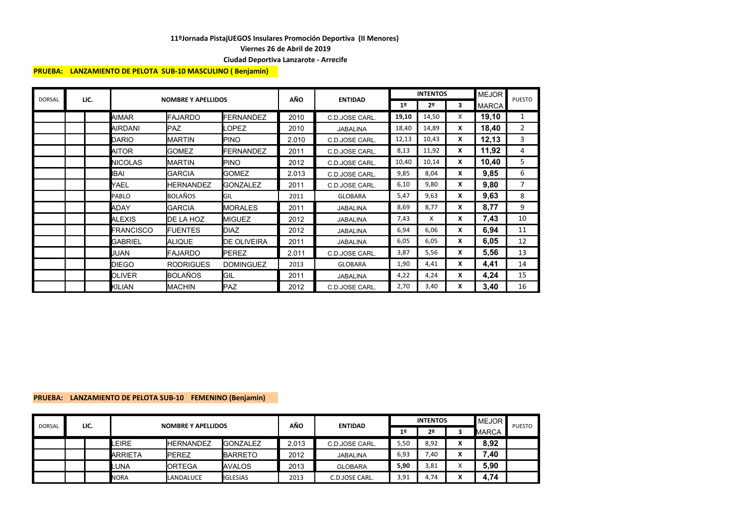**11ºJornada PistajUEGOS Insulares Promoción Deportiva (II Menores)**

**Viernes 26 de Abril de 2019**

**Ciudad Deportiva Lanzarote - Arrecife**

**PRUEBA: LANZAMIENTO DE PELOTA SUB-10 MASCULINO ( Benjamin)**

| DORSAL | LIC. | | NOMBRE Y APELLIDOS | | | AÑO | ENTIDAD | INTENTOS | | | MEJOR MARCA | PUESTO |
|---|---|---|---|---|---|---|---|---|---|---|---|---|
| | | | | | | | | 1º | 2º | 3 | | |
| | | | AIMAR | FAJARDO | FERNANDEZ | 2010 | C.D.JOSE CARL. | 19,10 | 14,50 | X | 19,10 | 1 |
| | | | AIRDANI | PAZ | LOPEZ | 2010 | JABALINA | 18,40 | 14,89 | X | 18,40 | 2 |
| | | | DARIO | MARTIN | PINO | 2.010 | C.D.JOSE CARL. | 12,13 | 10,43 | X | 12,13 | 3 |
| | | | AITOR | GOMEZ | FERNANDEZ | 2011 | C.D.JOSE CARL. | 8,13 | 11,92 | X | 11,92 | 4 |
| | | | NICOLAS | MARTIN | PINO | 2012 | C.D.JOSE CARL. | 10,40 | 10,14 | X | 10,40 | 5 |
| | | | IBAI | GARCIA | GOMEZ | 2.013 | C.D.JOSE CARL. | 9,85 | 8,04 | X | 9,85 | 6 |
| | | | YAEL | HERNANDEZ | GONZALEZ | 2011 | C.D.JOSE CARL. | 6,10 | 9,80 | X | 9,80 | 7 |
| | | | PABLO | BOLAÑOS | GIL | 2011 | GLOBARA | 5,47 | 9,63 | X | 9,63 | 8 |
| | | | ADAY | GARCIA | MORALES | 2011 | JABALINA | 8,69 | 8,77 | X | 8,77 | 9 |
| | | | ALEXIS | DE LA HOZ | MIGUEZ | 2012 | JABALINA | 7,43 | X | X | 7,43 | 10 |
| | | | FRANCISCO | FUENTES | DIAZ | 2012 | JABALINA | 6,94 | 6,06 | X | 6,94 | 11 |
| | | | GABRIEL | ALIQUE | DE OLIVEIRA | 2011 | JABALINA | 6,05 | 6,05 | X | 6,05 | 12 |
| | | | JUAN | FAJARDO | PEREZ | 2.011 | C.D.JOSE CARL. | 3,87 | 5,56 | X | 5,56 | 13 |
| | | | DIEGO | RODRIGUES | DOMINGUEZ | 2013 | GLOBARA | 1,90 | 4,41 | X | 4,41 | 14 |
| | | | OLIVER | BOLAÑOS | GIL | 2011 | JABALINA | 4,22 | 4,24 | X | 4,24 | 15 |
| | | | KILIAN | MACHIN | PAZ | 2012 | C.D.JOSE CARL. | 2,70 | 3,40 | X | 3,40 | 16 |

**PRUEBA: LANZAMIENTO DE PELOTA SUB-10 FEMENINO (Benjamin)**

| DORSAL | LIC. | | NOMBRE Y APELLIDOS | | | AÑO | ENTIDAD | INTENTOS | | | MEJOR MARCA | PUESTO |
|---|---|---|---|---|---|---|---|---|---|---|---|---|
| | | | | | | | | 1º | 2º | 3 | | |
| | | | LEIRE | HERNANDEZ | GONZALEZ | 2.013 | C.D.JOSE CARL. | 5,50 | 8,92 | X | 8,92 | |
| | | | ARRIETA | PEREZ | BARRETO | 2012 | JABALINA | 6,93 | 7,40 | X | 7,40 | |
| | | | LUNA | ORTEGA | AVALOS | 2013 | GLOBARA | 5,90 | 3,81 | X | 5,90 | |
| | | | NORA | LANDALUCE | IGLESIAS | 2013 | C.D.JOSE CARL. | 3,91 | 4,74 | X | 4,74 | |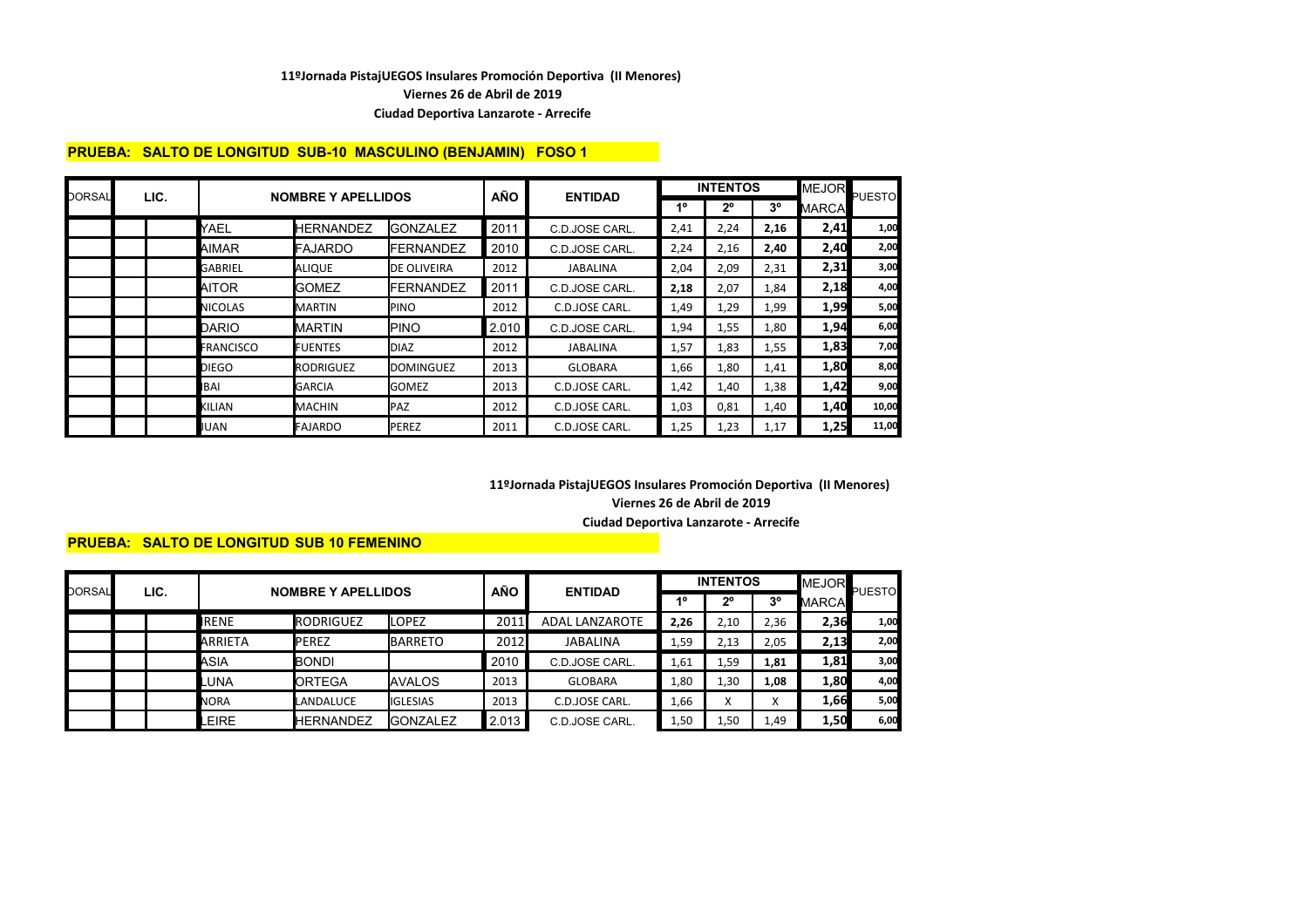**11ºJornada PistajUEGOS Insulares Promoción Deportiva (II Menores)**

**Viernes 26 de Abril de 2019**

**Ciudad Deportiva Lanzarote - Arrecife**

**PRUEBA: SALTO DE LONGITUD SUB-10 MASCULINO (BENJAMIN) FOSO 1**

| DORSAL | LIC. | | NOMBRE Y APELLIDOS | | | AÑO | ENTIDAD | INTENTOS | | | MEJOR MARCA | PUESTO |
|---|---|---|---|---|---|---|---|---|---|---|---|---|
| | | | | | | | | 1º | 2º | 3º | | |
| | | | YAEL | HERNANDEZ | GONZALEZ | 2011 | C.D.JOSE CARL. | 2,41 | 2,24 | 2,16 | 2,41 | 1,00 |
| | | | AIMAR | FAJARDO | FERNANDEZ | 2010 | C.D.JOSE CARL. | 2,24 | 2,16 | 2,40 | 2,40 | 2,00 |
| | | | GABRIEL | ALIQUE | DE OLIVEIRA | 2012 | JABALINA | 2,04 | 2,09 | 2,31 | 2,31 | 3,00 |
| | | | AITOR | GOMEZ | FERNANDEZ | 2011 | C.D.JOSE CARL. | 2,18 | 2,07 | 1,84 | 2,18 | 4,00 |
| | | | NICOLAS | MARTIN | PINO | 2012 | C.D.JOSE CARL. | 1,49 | 1,29 | 1,99 | 1,99 | 5,00 |
| | | | DARIO | MARTIN | PINO | 2.010 | C.D.JOSE CARL. | 1,94 | 1,55 | 1,80 | 1,94 | 6,00 |
| | | | FRANCISCO | FUENTES | DIAZ | 2012 | JABALINA | 1,57 | 1,83 | 1,55 | 1,83 | 7,00 |
| | | | DIEGO | RODRIGUEZ | DOMINGUEZ | 2013 | GLOBARA | 1,66 | 1,80 | 1,41 | 1,80 | 8,00 |
| | | | IBAI | GARCIA | GOMEZ | 2013 | C.D.JOSE CARL. | 1,42 | 1,40 | 1,38 | 1,42 | 9,00 |
| | | | KILIAN | MACHIN | PAZ | 2012 | C.D.JOSE CARL. | 1,03 | 0,81 | 1,40 | 1,40 | 10,00 |
| | | | JUAN | FAJARDO | PEREZ | 2011 | C.D.JOSE CARL. | 1,25 | 1,23 | 1,17 | 1,25 | 11,00 |

**11ºJornada PistajUEGOS Insulares Promoción Deportiva (II Menores)**

**Viernes 26 de Abril de 2019**

**Ciudad Deportiva Lanzarote - Arrecife**

**PRUEBA: SALTO DE LONGITUD SUB 10 FEMENINO**

| DORSAL | LIC. | | NOMBRE Y APELLIDOS | | | AÑO | ENTIDAD | INTENTOS | | | MEJOR MARCA | PUESTO |
|---|---|---|---|---|---|---|---|---|---|---|---|---|
| | | | | | | | | 1º | 2º | 3º | | |
| | | | IRENE | RODRIGUEZ | LOPEZ | 2011 | ADAL LANZAROTE | 2,26 | 2,10 | 2,36 | 2,36 | 1,00 |
| | | | ARRIETA | PEREZ | BARRETO | 2012 | JABALINA | 1,59 | 2,13 | 2,05 | 2,13 | 2,00 |
| | | | ASIA | BONDI | | 2010 | C.D.JOSE CARL. | 1,61 | 1,59 | 1,81 | 1,81 | 3,00 |
| | | | LUNA | ORTEGA | AVALOS | 2013 | GLOBARA | 1,80 | 1,30 | 1,08 | 1,80 | 4,00 |
| | | | NORA | LANDALUCE | IGLESIAS | 2013 | C.D.JOSE CARL. | 1,66 | X | X | 1,66 | 5,00 |
| | | | LEIRE | HERNANDEZ | GONZALEZ | 2.013 | C.D.JOSE CARL. | 1,50 | 1,50 | 1,49 | 1,50 | 6,00 |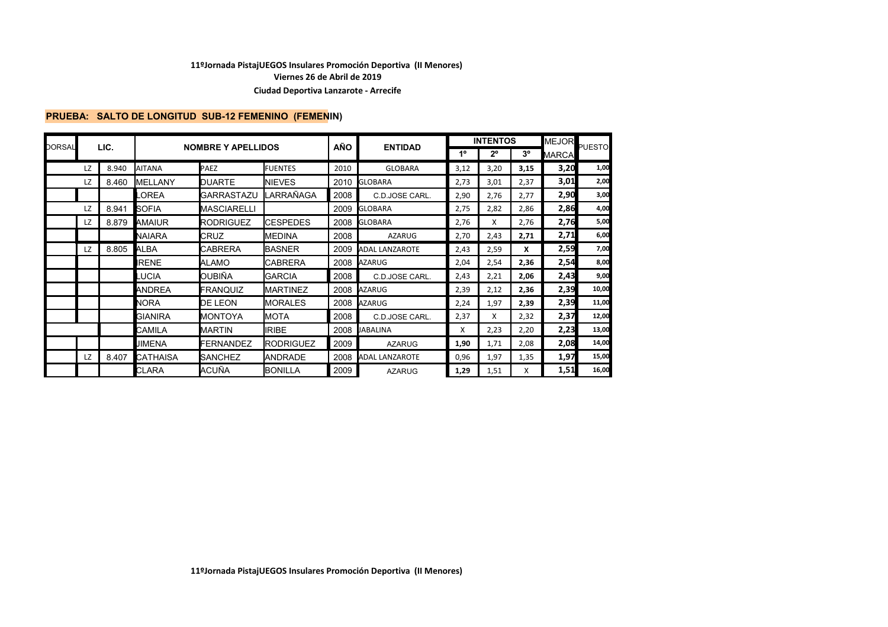**11ºJornada PistajUEGOS Insulares Promoción Deportiva (II Menores)**

**Viernes 26 de Abril de 2019**

**Ciudad Deportiva Lanzarote - Arrecife**

**PRUEBA: SALTO DE LONGITUD SUB-12 FEMENINO (FEMENIN)**

| DORSAL | LIC. | | NOMBRE Y APELLIDOS | | | AÑO | ENTIDAD | INTENTOS | | | MEJOR MARCA | PUESTO |
|---|---|---|---|---|---|---|---|---|---|---|---|---|
| | | | | | | | | 1º | 2º | 3º | | |
| | LZ | 8.940 | AITANA | PAEZ | FUENTES | 2010 | GLOBARA | 3,12 | 3,20 | 3,15 | 3,20 | 1,00 |
| | LZ | 8.460 | MELLANY | DUARTE | NIEVES | 2010 | GLOBARA | 2,73 | 3,01 | 2,37 | 3,01 | 2,00 |
| | | | LOREA | GARRASTAZU | LARRAÑAGA | 2008 | C.D.JOSE CARL. | 2,90 | 2,76 | 2,77 | 2,90 | 3,00 |
| | LZ | 8.941 | SOFIA | MASCIARELLI | | 2009 | GLOBARA | 2,75 | 2,82 | 2,86 | 2,86 | 4,00 |
| | LZ | 8.879 | AMAIUR | RODRIGUEZ | CESPEDES | 2008 | GLOBARA | 2,76 | X | 2,76 | 2,76 | 5,00 |
| | | | NAIARA | CRUZ | MEDINA | 2008 | AZARUG | 2,70 | 2,43 | 2,71 | 2,71 | 6,00 |
| | LZ | 8.805 | ALBA | CABRERA | BASNER | 2009 | ADAL LANZAROTE | 2,43 | 2,59 | X | 2,59 | 7,00 |
| | | | IRENE | ALAMO | CABRERA | 2008 | AZARUG | 2,04 | 2,54 | 2,36 | 2,54 | 8,00 |
| | | | LUCIA | OUBIÑA | GARCIA | 2008 | C.D.JOSE CARL. | 2,43 | 2,21 | 2,06 | 2,43 | 9,00 |
| | | | ANDREA | FRANQUIZ | MARTINEZ | 2008 | AZARUG | 2,39 | 2,12 | 2,36 | 2,39 | 10,00 |
| | | | NORA | DE LEON | MORALES | 2008 | AZARUG | 2,24 | 1,97 | 2,39 | 2,39 | 11,00 |
| | | | GIANIRA | MONTOYA | MOTA | 2008 | C.D.JOSE CARL. | 2,37 | X | 2,32 | 2,37 | 12,00 |
| | | | CAMILA | MARTIN | IRIBE | 2008 | JABALINA | X | 2,23 | 2,20 | 2,23 | 13,00 |
| | | | JIMENA | FERNANDEZ | RODRIGUEZ | 2009 | AZARUG | 1,90 | 1,71 | 2,08 | 2,08 | 14,00 |
| | LZ | 8.407 | CATHAISA | SANCHEZ | ANDRADE | 2008 | ADAL LANZAROTE | 0,96 | 1,97 | 1,35 | 1,97 | 15,00 |
| | | | CLARA | ACUÑA | BONILLA | 2009 | AZARUG | 1,29 | 1,51 | X | 1,51 | 16,00 |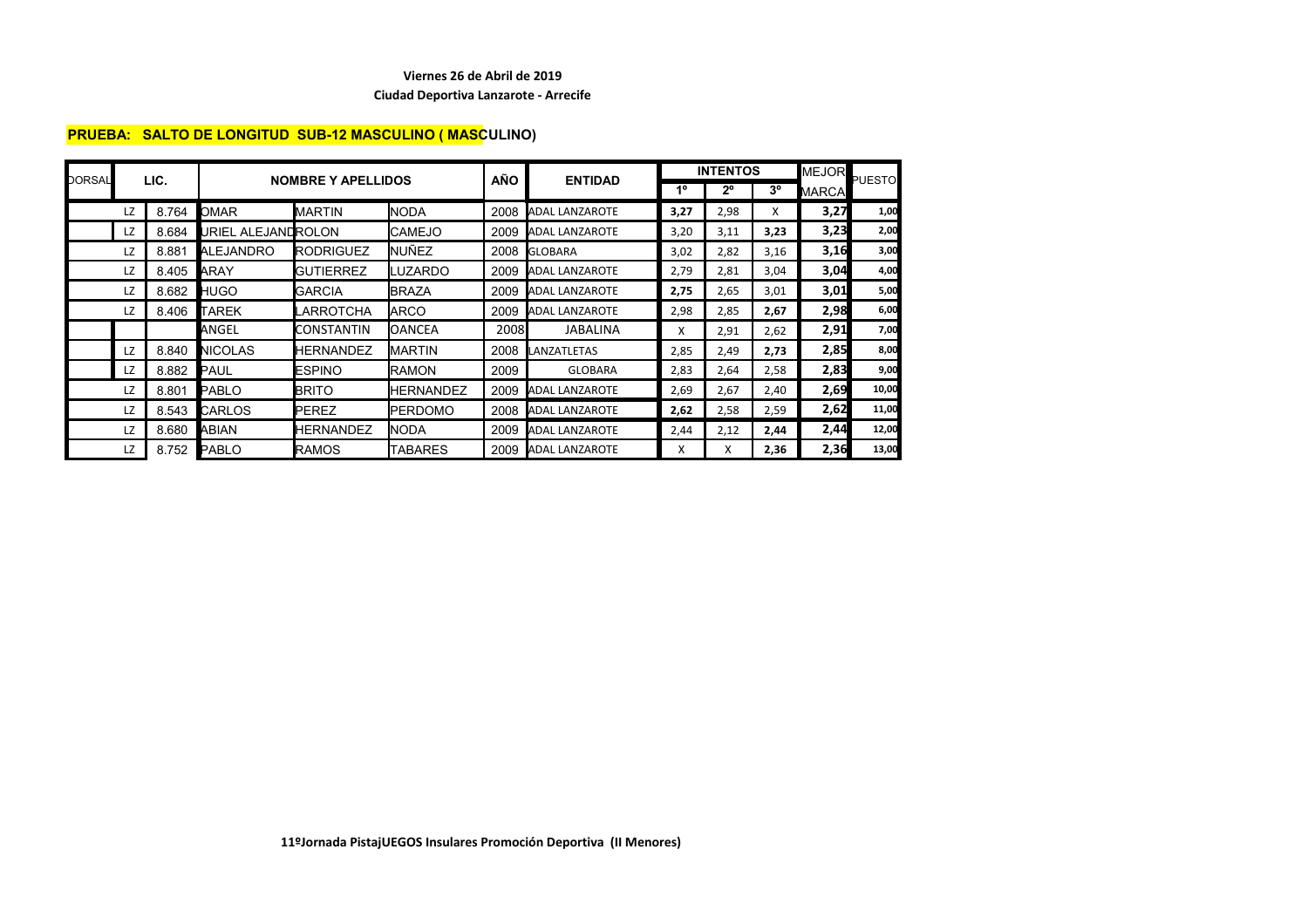**Viernes 26 de Abril de 2019**

**Ciudad Deportiva Lanzarote - Arrecife**

**PRUEBA: SALTO DE LONGITUD SUB-12 MASCULINO ( MASCULINO)**

| DORSAL | LIC. | | NOMBRE Y APELLIDOS | | | AÑO | ENTIDAD | INTENTOS | | | MEJOR MARCA | PUESTO |
|---|---|---|---|---|---|---|---|---|---|---|---|---|
| | | | | | | | | 1º | 2º | 3º | | |
| | LZ | 8.764 | OMAR | MARTIN | NODA | 2008 | ADAL LANZAROTE | 3,27 | 2,98 | X | 3,27 | 1,00 |
| | LZ | 8.684 | URIEL ALEJANDRO | ROLON | CAMEJO | 2009 | ADAL LANZAROTE | 3,20 | 3,11 | 3,23 | 3,23 | 2,00 |
| | LZ | 8.881 | ALEJANDRO | RODRIGUEZ | NUÑEZ | 2008 | GLOBARA | 3,02 | 2,82 | 3,16 | 3,16 | 3,00 |
| | LZ | 8.405 | ARAY | GUTIERREZ | LUZARDO | 2009 | ADAL LANZAROTE | 2,79 | 2,81 | 3,04 | 3,04 | 4,00 |
| | LZ | 8.682 | HUGO | GARCIA | BRAZA | 2009 | ADAL LANZAROTE | 2,75 | 2,65 | 3,01 | 3,01 | 5,00 |
| | LZ | 8.406 | TAREK | LARROTCHA | ARCO | 2009 | ADAL LANZAROTE | 2,98 | 2,85 | 2,67 | 2,98 | 6,00 |
| | | | ANGEL | CONSTANTIN | OANCEA | 2008 | JABALINA | X | 2,91 | 2,62 | 2,91 | 7,00 |
| | LZ | 8.840 | NICOLAS | HERNANDEZ | MARTIN | 2008 | LANZATLETAS | 2,85 | 2,49 | 2,73 | 2,85 | 8,00 |
| | LZ | 8.882 | PAUL | ESPINO | RAMON | 2009 | GLOBARA | 2,83 | 2,64 | 2,58 | 2,83 | 9,00 |
| | LZ | 8.801 | PABLO | BRITO | HERNANDEZ | 2009 | ADAL LANZAROTE | 2,69 | 2,67 | 2,40 | 2,69 | 10,00 |
| | LZ | 8.543 | CARLOS | PEREZ | PERDOMO | 2008 | ADAL LANZAROTE | 2,62 | 2,58 | 2,59 | 2,62 | 11,00 |
| | LZ | 8.680 | ABIAN | HERNANDEZ | NODA | 2009 | ADAL LANZAROTE | 2,44 | 2,12 | 2,44 | 2,44 | 12,00 |
| | LZ | 8.752 | PABLO | RAMOS | TABARES | 2009 | ADAL LANZAROTE | X | X | 2,36 | 2,36 | 13,00 |

**11ºJornada PistajUEGOS Insulares Promoción Deportiva (II Menores)**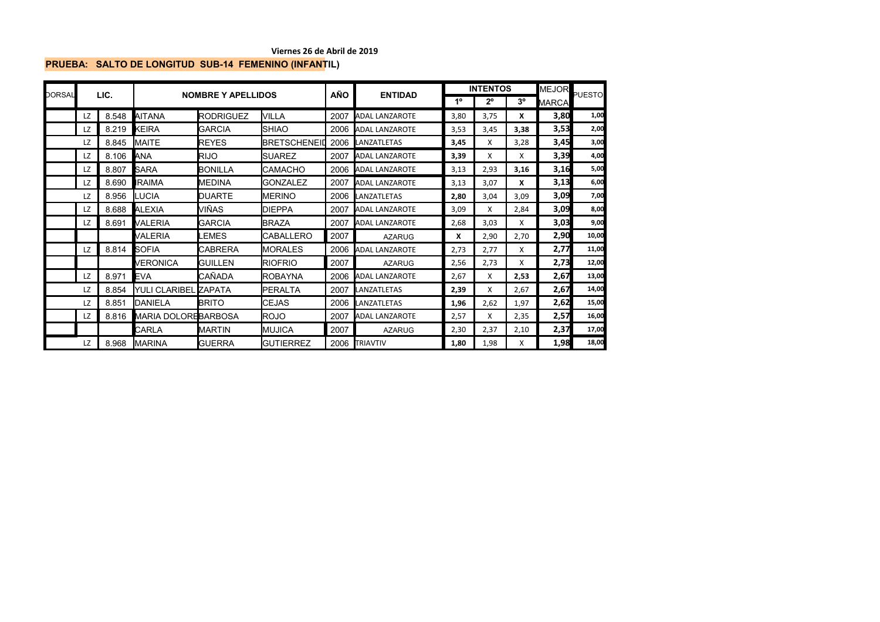**Viernes 26 de Abril de 2019**

**PRUEBA: SALTO DE LONGITUD SUB-14 FEMENINO (INFANTIL)**

| DORSAL | LIC. | | NOMBRE Y APELLIDOS | | | AÑO | ENTIDAD | INTENTOS | | | MEJOR MARCA | PUESTO |
|---|---|---|---|---|---|---|---|---|---|---|---|---|
| | | | | | | | | 1º | 2º | 3º | | |
| | LZ | 8.548 | AITANA | RODRIGUEZ | VILLA | 2007 | ADAL LANZAROTE | 3,80 | 3,75 | **X** | **3,80** | **1,00** |
| | LZ | 8.219 | KEIRA | GARCIA | SHIAO | 2006 | ADAL LANZAROTE | 3,53 | 3,45 | **3,38** | **3,53** | **2,00** |
| | LZ | 8.845 | MAITE | REYES | BRETSCHENEID | 2006 | LANZATLETAS | **3,45** | X | 3,28 | **3,45** | **3,00** |
| | LZ | 8.106 | ANA | RIJO | SUAREZ | 2007 | ADAL LANZAROTE | **3,39** | X | X | **3,39** | **4,00** |
| | LZ | 8.807 | SARA | BONILLA | CAMACHO | 2006 | ADAL LANZAROTE | 3,13 | 2,93 | **3,16** | **3,16** | **5,00** |
| | LZ | 8.690 | IRAIMA | MEDINA | GONZALEZ | 2007 | ADAL LANZAROTE | 3,13 | 3,07 | **X** | **3,13** | **6,00** |
| | LZ | 8.956 | LUCIA | DUARTE | MERINO | 2006 | LANZATLETAS | 2,80 | 3,04 | 3,09 | **3,09** | **7,00** |
| | LZ | 8.688 | ALEXIA | VIÑAS | DIEPPA | 2007 | ADAL LANZAROTE | 3,09 | X | 2,84 | **3,09** | **8,00** |
| | LZ | 8.691 | VALERIA | GARCIA | BRAZA | 2007 | ADAL LANZAROTE | 2,68 | 3,03 | X | **3,03** | **9,00** |
| | | | VALERIA | LEMES | CABALLERO | 2007 | AZARUG | **X** | 2,90 | 2,70 | **2,90** | **10,00** |
| | LZ | 8.814 | SOFIA | CABRERA | MORALES | 2006 | ADAL LANZAROTE | 2,73 | 2,77 | X | **2,77** | **11,00** |
| | | | VERONICA | GUILLEN | RIOFRIO | 2007 | AZARUG | 2,56 | 2,73 | X | **2,73** | **12,00** |
| | LZ | 8.971 | EVA | CAÑADA | ROBAYNA | 2006 | ADAL LANZAROTE | 2,67 | X | **2,53** | **2,67** | **13,00** |
| | LZ | 8.854 | YULI CLARIBEL | ZAPATA | PERALTA | 2007 | LANZATLETAS | **2,39** | X | 2,67 | **2,67** | **14,00** |
| | LZ | 8.851 | DANIELA | BRITO | CEJAS | 2006 | LANZATLETAS | **1,96** | 2,62 | 1,97 | **2,62** | **15,00** |
| | LZ | 8.816 | MARIA DOLORES | BARBOSA | ROJO | 2007 | ADAL LANZAROTE | 2,57 | X | 2,35 | **2,57** | **16,00** |
| | | | CARLA | MARTIN | MUJICA | 2007 | AZARUG | 2,30 | 2,37 | 2,10 | **2,37** | **17,00** |
| | LZ | 8.968 | MARINA | GUERRA | GUTIERREZ | 2006 | TRIAVTIV | **1,80** | 1,98 | X | **1,98** | **18,00** |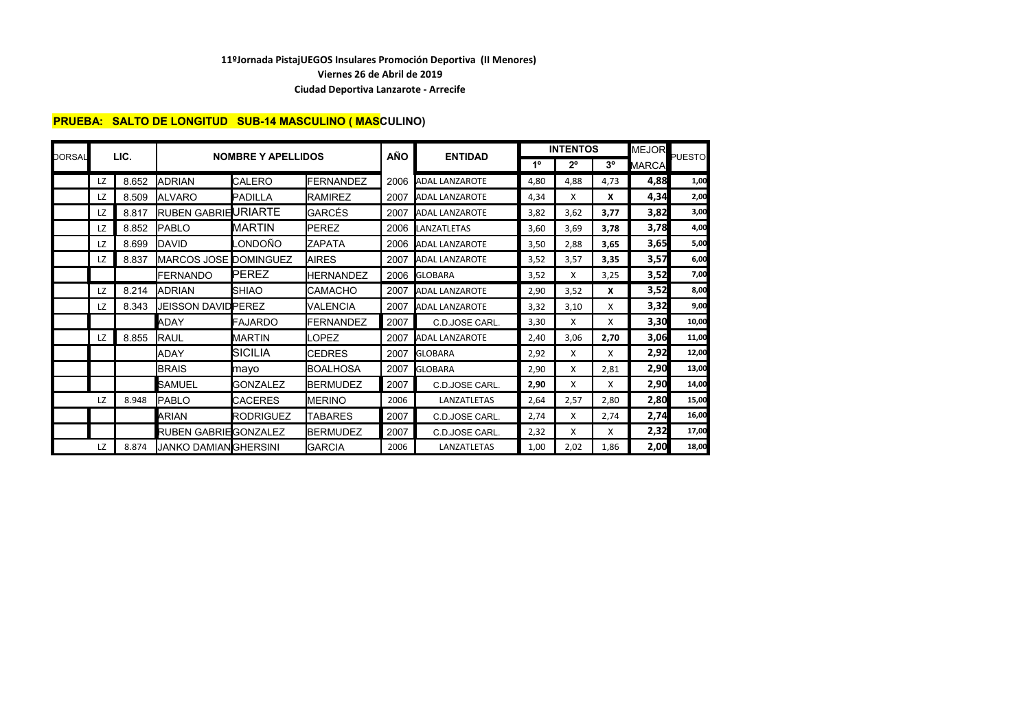**11ºJornada PistajUEGOS Insulares Promoción Deportiva (II Menores)**

**Viernes 26 de Abril de 2019**

**Ciudad Deportiva Lanzarote - Arrecife**

**PRUEBA: SALTO DE LONGITUD SUB-14 MASCULINO ( MASCULINO)**

| DORSAL | LIC. | | NOMBRE Y APELLIDOS | | | AÑO | ENTIDAD | INTENTOS | | | MEJOR MARCA | PUESTO |
|---|---|---|---|---|---|---|---|---|---|---|---|---|
| | | | | | | | | 1º | 2º | 3º | | |
| | LZ | 8.652 | ADRIAN | CALERO | FERNANDEZ | 2006 | ADAL LANZAROTE | 4,80 | 4,88 | 4,73 | 4,88 | 1,00 |
| | LZ | 8.509 | ALVARO | PADILLA | RAMIREZ | 2007 | ADAL LANZAROTE | 4,34 | X | X | 4,34 | 2,00 |
| | LZ | 8.817 | RUBEN GABRIE | URIARTE | GARCÉS | 2007 | ADAL LANZAROTE | 3,82 | 3,62 | 3,77 | 3,82 | 3,00 |
| | LZ | 8.852 | PABLO | MARTIN | PEREZ | 2006 | LANZATLETAS | 3,60 | 3,69 | 3,78 | 3,78 | 4,00 |
| | LZ | 8.699 | DAVID | LONDOÑO | ZAPATA | 2006 | ADAL LANZAROTE | 3,50 | 2,88 | 3,65 | 3,65 | 5,00 |
| | LZ | 8.837 | MARCOS JOSE | DOMINGUEZ | AIRES | 2007 | ADAL LANZAROTE | 3,52 | 3,57 | 3,35 | 3,57 | 6,00 |
| | | | FERNANDO | PEREZ | HERNANDEZ | 2006 | GLOBARA | 3,52 | X | 3,25 | 3,52 | 7,00 |
| | LZ | 8.214 | ADRIAN | SHIAO | CAMACHO | 2007 | ADAL LANZAROTE | 2,90 | 3,52 | X | 3,52 | 8,00 |
| | LZ | 8.343 | JEISSON DAVID | PEREZ | VALENCIA | 2007 | ADAL LANZAROTE | 3,32 | 3,10 | X | 3,32 | 9,00 |
| | | | ADAY | FAJARDO | FERNANDEZ | 2007 | C.D.JOSE CARL. | 3,30 | X | X | 3,30 | 10,00 |
| | LZ | 8.855 | RAUL | MARTIN | LOPEZ | 2007 | ADAL LANZAROTE | 2,40 | 3,06 | 2,70 | 3,06 | 11,00 |
| | | | ADAY | SICILIA | CEDRES | 2007 | GLOBARA | 2,92 | X | X | 2,92 | 12,00 |
| | | | BRAIS | mayo | BOALHOSA | 2007 | GLOBARA | 2,90 | X | 2,81 | 2,90 | 13,00 |
| | | | SAMUEL | GONZALEZ | BERMUDEZ | 2007 | C.D.JOSE CARL. | 2,90 | X | X | 2,90 | 14,00 |
| | LZ | 8.948 | PABLO | CACERES | MERINO | 2006 | LANZATLETAS | 2,64 | 2,57 | 2,80 | 2,80 | 15,00 |
| | | | ARIAN | RODRIGUEZ | TABARES | 2007 | C.D.JOSE CARL. | 2,74 | X | 2,74 | 2,74 | 16,00 |
| | | | RUBEN GABRIE | GONZALEZ | BERMUDEZ | 2007 | C.D.JOSE CARL. | 2,32 | X | X | 2,32 | 17,00 |
| | LZ | 8.874 | JANKO DAMIAN | GHERSINI | GARCIA | 2006 | LANZATLETAS | 1,00 | 2,02 | 1,86 | 2,00 | 18,00 |